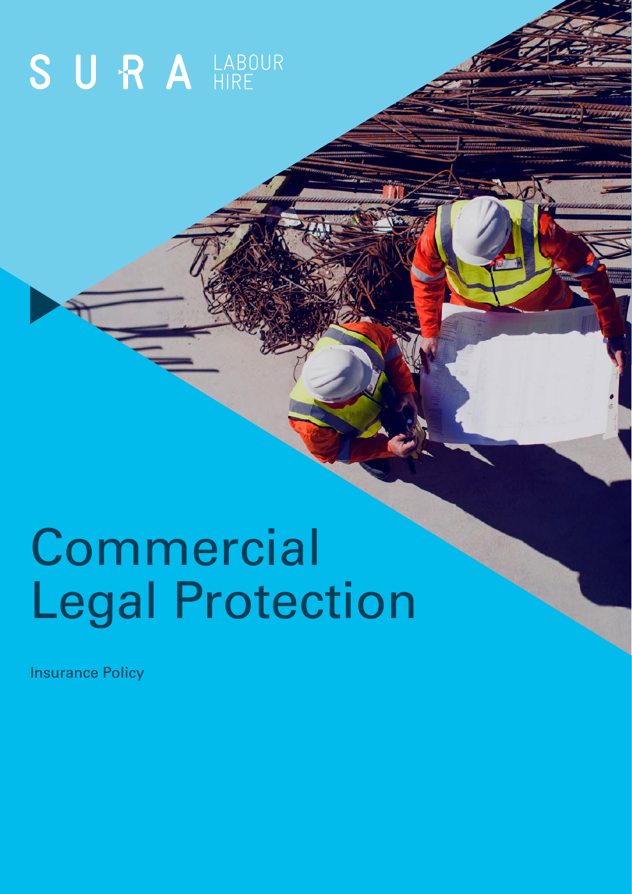SURA LABOUR HIRE

# Commercial Legal Protection

Insurance Policy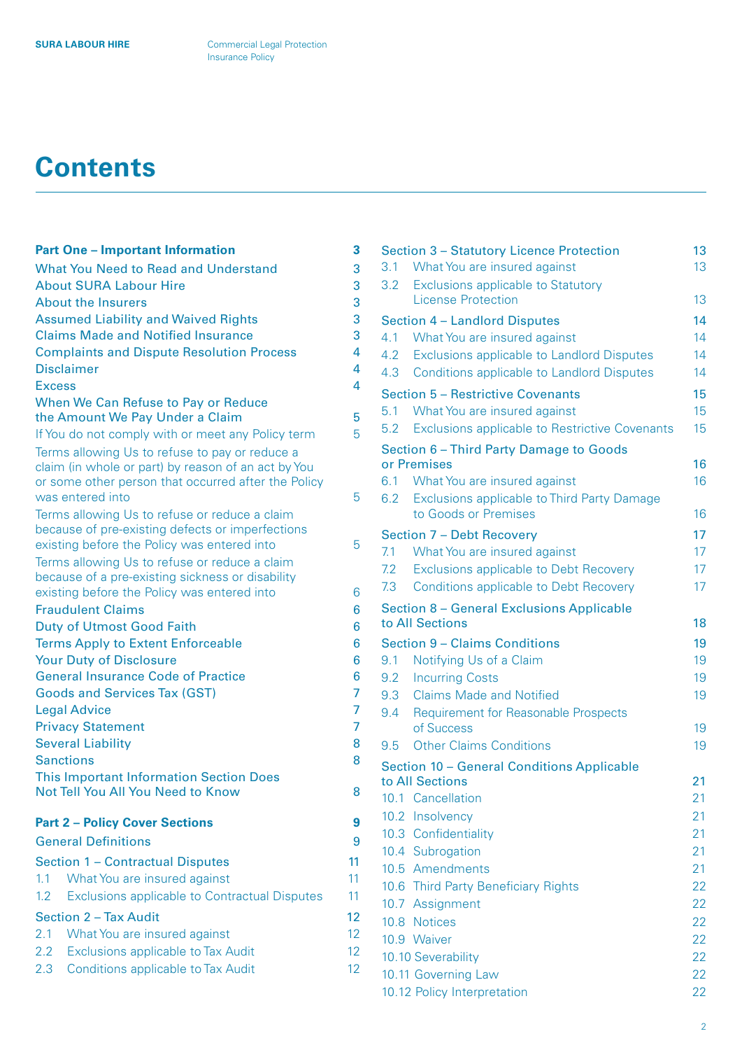# Contents

**Part One – Important Information** 3

- What You Need to Read and Understand 3
- About SURA Labour Hire 3
- About the Insurers 3
- Assumed Liability and Waived Rights 3
- Claims Made and Notified Insurance 3
- Complaints and Dispute Resolution Process 4
- Disclaimer 4
- Excess 4
- When We Can Refuse to Pay or Reduce the Amount We Pay Under a Claim 5
  - If You do not comply with or meet any Policy term 5
  - Terms allowing Us to refuse to pay or reduce a claim (in whole or part) by reason of an act by You or some other person that occurred after the Policy was entered into 5
  - Terms allowing Us to refuse or reduce a claim because of pre-existing defects or imperfections existing before the Policy was entered into 5
  - Terms allowing Us to refuse or reduce a claim because of a pre-existing sickness or disability existing before the Policy was entered into 6
- Fraudulent Claims 6
- Duty of Utmost Good Faith 6
- Terms Apply to Extent Enforceable 6
- Your Duty of Disclosure 6
- General Insurance Code of Practice 6
- Goods and Services Tax (GST) 7
- Legal Advice 7
- Privacy Statement 7
- Several Liability 8
- Sanctions 8
- This Important Information Section Does Not Tell You All You Need to Know 8

**Part 2 – Policy Cover Sections** 9

- General Definitions 9
- Section 1 – Contractual Disputes 11
  - 1.1 What You are insured against 11
  - 1.2 Exclusions applicable to Contractual Disputes 11
- Section 2 – Tax Audit 12
  - 2.1 What You are insured against 12
  - 2.2 Exclusions applicable to Tax Audit 12
  - 2.3 Conditions applicable to Tax Audit 12
- Section 3 – Statutory Licence Protection 13
  - 3.1 What You are insured against 13
  - 3.2 Exclusions applicable to Statutory License Protection 13
- Section 4 – Landlord Disputes 14
  - 4.1 What You are insured against 14
  - 4.2 Exclusions applicable to Landlord Disputes 14
  - 4.3 Conditions applicable to Landlord Disputes 14
- Section 5 – Restrictive Covenants 15
  - 5.1 What You are insured against 15
  - 5.2 Exclusions applicable to Restrictive Covenants 15
- Section 6 – Third Party Damage to Goods or Premises 16
  - 6.1 What You are insured against 16
  - 6.2 Exclusions applicable to Third Party Damage to Goods or Premises 16
- Section 7 – Debt Recovery 17
  - 7.1 What You are insured against 17
  - 7.2 Exclusions applicable to Debt Recovery 17
  - 7.3 Conditions applicable to Debt Recovery 17
- Section 8 – General Exclusions Applicable to All Sections 18
- Section 9 – Claims Conditions 19
  - 9.1 Notifying Us of a Claim 19
  - 9.2 Incurring Costs 19
  - 9.3 Claims Made and Notified 19
  - 9.4 Requirement for Reasonable Prospects of Success 19
  - 9.5 Other Claims Conditions 19
- Section 10 – General Conditions Applicable to All Sections 21
  - 10.1 Cancellation 21
  - 10.2 Insolvency 21
  - 10.3 Confidentiality 21
  - 10.4 Subrogation 21
  - 10.5 Amendments 21
  - 10.6 Third Party Beneficiary Rights 22
  - 10.7 Assignment 22
  - 10.8 Notices 22
  - 10.9 Waiver 22
  - 10.10 Severability 22
  - 10.11 Governing Law 22
  - 10.12 Policy Interpretation 22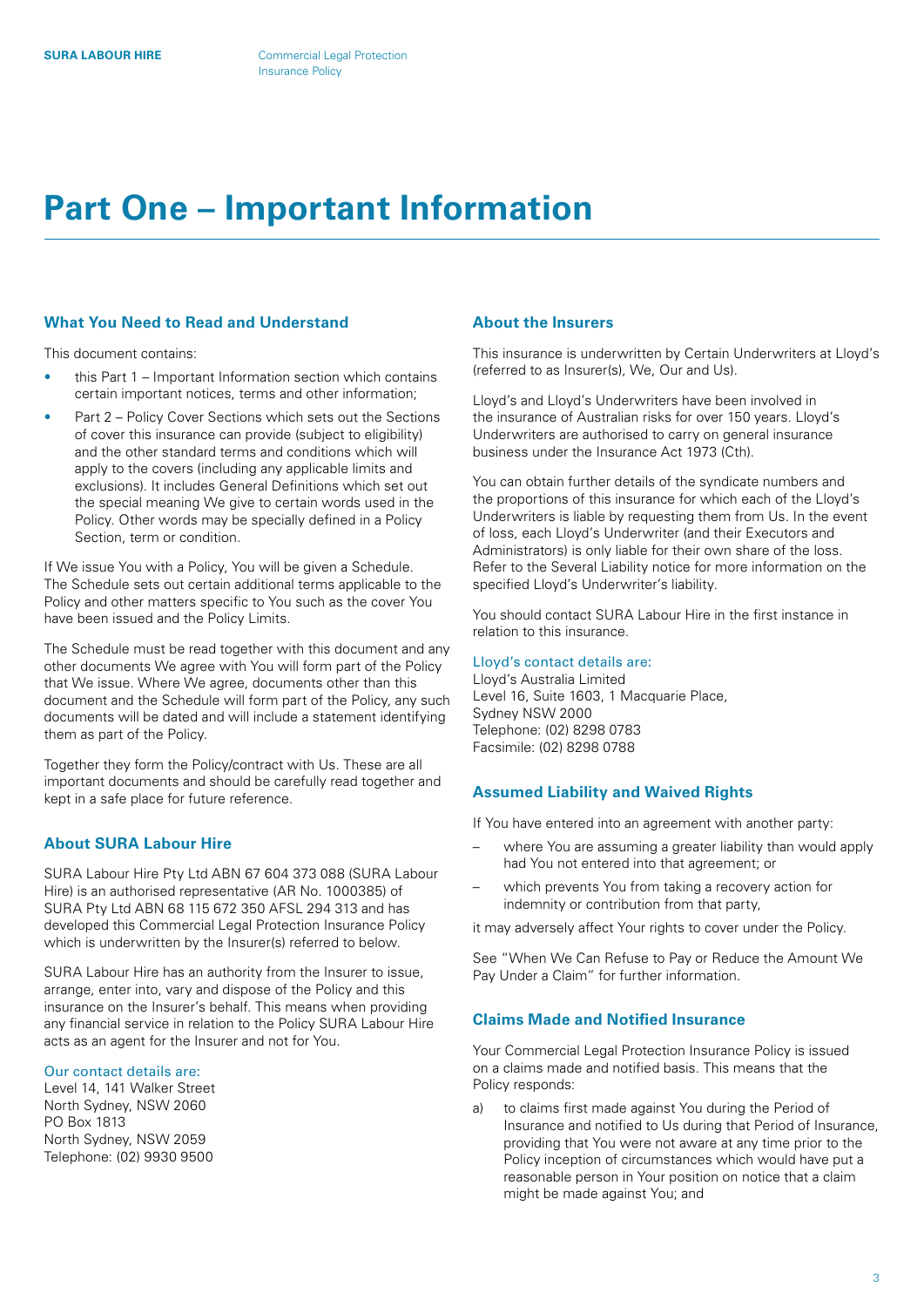# Part One – Important Information

## What You Need to Read and Understand

This document contains:

- this Part 1 – Important Information section which contains certain important notices, terms and other information;
- Part 2 – Policy Cover Sections which sets out the Sections of cover this insurance can provide (subject to eligibility) and the other standard terms and conditions which will apply to the covers (including any applicable limits and exclusions). It includes General Definitions which set out the special meaning We give to certain words used in the Policy. Other words may be specially defined in a Policy Section, term or condition.

If We issue You with a Policy, You will be given a Schedule. The Schedule sets out certain additional terms applicable to the Policy and other matters specific to You such as the cover You have been issued and the Policy Limits.

The Schedule must be read together with this document and any other documents We agree with You will form part of the Policy that We issue. Where We agree, documents other than this document and the Schedule will form part of the Policy, any such documents will be dated and will include a statement identifying them as part of the Policy.

Together they form the Policy/contract with Us. These are all important documents and should be carefully read together and kept in a safe place for future reference.

## About SURA Labour Hire

SURA Labour Hire Pty Ltd ABN 67 604 373 088 (SURA Labour Hire) is an authorised representative (AR No. 1000385) of SURA Pty Ltd ABN 68 115 672 350 AFSL 294 313 and has developed this Commercial Legal Protection Insurance Policy which is underwritten by the Insurer(s) referred to below.

SURA Labour Hire has an authority from the Insurer to issue, arrange, enter into, vary and dispose of the Policy and this insurance on the Insurer's behalf. This means when providing any financial service in relation to the Policy SURA Labour Hire acts as an agent for the Insurer and not for You.

Our contact details are:
Level 14, 141 Walker Street
North Sydney, NSW 2060
PO Box 1813
North Sydney, NSW 2059
Telephone: (02) 9930 9500

## About the Insurers

This insurance is underwritten by Certain Underwriters at Lloyd's (referred to as Insurer(s), We, Our and Us).

Lloyd's and Lloyd's Underwriters have been involved in the insurance of Australian risks for over 150 years. Lloyd's Underwriters are authorised to carry on general insurance business under the Insurance Act 1973 (Cth).

You can obtain further details of the syndicate numbers and the proportions of this insurance for which each of the Lloyd's Underwriters is liable by requesting them from Us. In the event of loss, each Lloyd's Underwriter (and their Executors and Administrators) is only liable for their own share of the loss. Refer to the Several Liability notice for more information on the specified Lloyd's Underwriter's liability.

You should contact SURA Labour Hire in the first instance in relation to this insurance.

Lloyd's contact details are:
Lloyd's Australia Limited
Level 16, Suite 1603, 1 Macquarie Place,
Sydney NSW 2000
Telephone: (02) 8298 0783
Facsimile: (02) 8298 0788

## Assumed Liability and Waived Rights

If You have entered into an agreement with another party:

- where You are assuming a greater liability than would apply had You not entered into that agreement; or
- which prevents You from taking a recovery action for indemnity or contribution from that party,

it may adversely affect Your rights to cover under the Policy.

See "When We Can Refuse to Pay or Reduce the Amount We Pay Under a Claim" for further information.

## Claims Made and Notified Insurance

Your Commercial Legal Protection Insurance Policy is issued on a claims made and notified basis. This means that the Policy responds:

a) to claims first made against You during the Period of Insurance and notified to Us during that Period of Insurance, providing that You were not aware at any time prior to the Policy inception of circumstances which would have put a reasonable person in Your position on notice that a claim might be made against You; and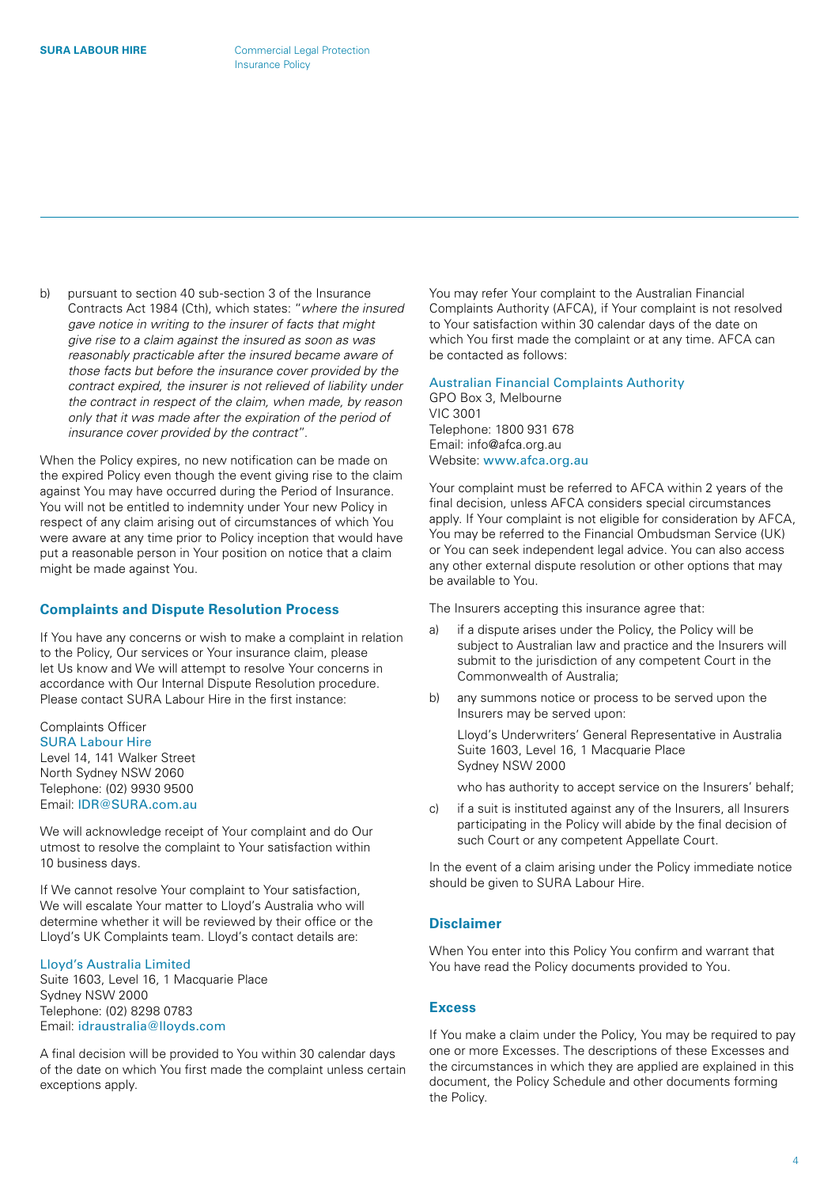b) pursuant to section 40 sub-section 3 of the Insurance Contracts Act 1984 (Cth), which states: "*where the insured gave notice in writing to the insurer of facts that might give rise to a claim against the insured as soon as was reasonably practicable after the insured became aware of those facts but before the insurance cover provided by the contract expired, the insurer is not relieved of liability under the contract in respect of the claim, when made, by reason only that it was made after the expiration of the period of insurance cover provided by the contract*".

When the Policy expires, no new notification can be made on the expired Policy even though the event giving rise to the claim against You may have occurred during the Period of Insurance. You will not be entitled to indemnity under Your new Policy in respect of any claim arising out of circumstances of which You were aware at any time prior to Policy inception that would have put a reasonable person in Your position on notice that a claim might be made against You.

## Complaints and Dispute Resolution Process

If You have any concerns or wish to make a complaint in relation to the Policy, Our services or Your insurance claim, please let Us know and We will attempt to resolve Your concerns in accordance with Our Internal Dispute Resolution procedure. Please contact SURA Labour Hire in the first instance:

Complaints Officer
SURA Labour Hire
Level 14, 141 Walker Street
North Sydney NSW 2060
Telephone: (02) 9930 9500
Email: IDR@SURA.com.au

We will acknowledge receipt of Your complaint and do Our utmost to resolve the complaint to Your satisfaction within 10 business days.

If We cannot resolve Your complaint to Your satisfaction, We will escalate Your matter to Lloyd's Australia who will determine whether it will be reviewed by their office or the Lloyd's UK Complaints team. Lloyd's contact details are:

Lloyd's Australia Limited
Suite 1603, Level 16, 1 Macquarie Place
Sydney NSW 2000
Telephone: (02) 8298 0783
Email: idraustralia@lloyds.com

A final decision will be provided to You within 30 calendar days of the date on which You first made the complaint unless certain exceptions apply.

You may refer Your complaint to the Australian Financial Complaints Authority (AFCA), if Your complaint is not resolved to Your satisfaction within 30 calendar days of the date on which You first made the complaint or at any time. AFCA can be contacted as follows:

Australian Financial Complaints Authority
GPO Box 3, Melbourne
VIC 3001
Telephone: 1800 931 678
Email: info@afca.org.au
Website: www.afca.org.au

Your complaint must be referred to AFCA within 2 years of the final decision, unless AFCA considers special circumstances apply. If Your complaint is not eligible for consideration by AFCA, You may be referred to the Financial Ombudsman Service (UK) or You can seek independent legal advice. You can also access any other external dispute resolution or other options that may be available to You.

The Insurers accepting this insurance agree that:

a) if a dispute arises under the Policy, the Policy will be subject to Australian law and practice and the Insurers will submit to the jurisdiction of any competent Court in the Commonwealth of Australia;

b) any summons notice or process to be served upon the Insurers may be served upon:

   Lloyd's Underwriters' General Representative in Australia
   Suite 1603, Level 16, 1 Macquarie Place
   Sydney NSW 2000

   who has authority to accept service on the Insurers' behalf;

c) if a suit is instituted against any of the Insurers, all Insurers participating in the Policy will abide by the final decision of such Court or any competent Appellate Court.

In the event of a claim arising under the Policy immediate notice should be given to SURA Labour Hire.

## Disclaimer

When You enter into this Policy You confirm and warrant that You have read the Policy documents provided to You.

## Excess

If You make a claim under the Policy, You may be required to pay one or more Excesses. The descriptions of these Excesses and the circumstances in which they are applied are explained in this document, the Policy Schedule and other documents forming the Policy.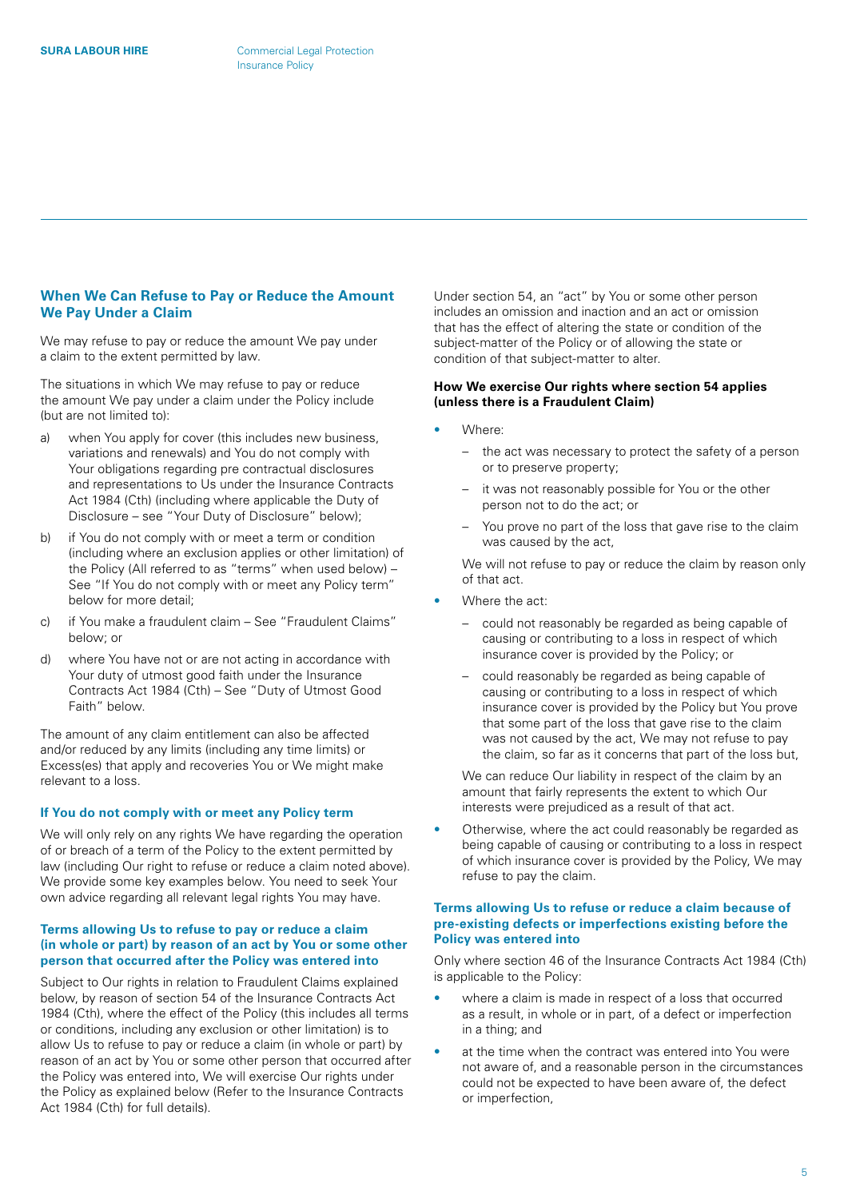## When We Can Refuse to Pay or Reduce the Amount We Pay Under a Claim

We may refuse to pay or reduce the amount We pay under a claim to the extent permitted by law.

The situations in which We may refuse to pay or reduce the amount We pay under a claim under the Policy include (but are not limited to):

a) when You apply for cover (this includes new business, variations and renewals) and You do not comply with Your obligations regarding pre contractual disclosures and representations to Us under the Insurance Contracts Act 1984 (Cth) (including where applicable the Duty of Disclosure – see "Your Duty of Disclosure" below);

b) if You do not comply with or meet a term or condition (including where an exclusion applies or other limitation) of the Policy (All referred to as "terms" when used below) – See "If You do not comply with or meet any Policy term" below for more detail;

c) if You make a fraudulent claim – See "Fraudulent Claims" below; or

d) where You have not or are not acting in accordance with Your duty of utmost good faith under the Insurance Contracts Act 1984 (Cth) – See "Duty of Utmost Good Faith" below.

The amount of any claim entitlement can also be affected and/or reduced by any limits (including any time limits) or Excess(es) that apply and recoveries You or We might make relevant to a loss.

### If You do not comply with or meet any Policy term

We will only rely on any rights We have regarding the operation of or breach of a term of the Policy to the extent permitted by law (including Our right to refuse or reduce a claim noted above). We provide some key examples below. You need to seek Your own advice regarding all relevant legal rights You may have.

### Terms allowing Us to refuse to pay or reduce a claim (in whole or part) by reason of an act by You or some other person that occurred after the Policy was entered into

Subject to Our rights in relation to Fraudulent Claims explained below, by reason of section 54 of the Insurance Contracts Act 1984 (Cth), where the effect of the Policy (this includes all terms or conditions, including any exclusion or other limitation) is to allow Us to refuse to pay or reduce a claim (in whole or part) by reason of an act by You or some other person that occurred after the Policy was entered into, We will exercise Our rights under the Policy as explained below (Refer to the Insurance Contracts Act 1984 (Cth) for full details).

Under section 54, an "act" by You or some other person includes an omission and inaction and an act or omission that has the effect of altering the state or condition of the subject-matter of the Policy or of allowing the state or condition of that subject-matter to alter.

**How We exercise Our rights where section 54 applies (unless there is a Fraudulent Claim)**

- Where:
  - the act was necessary to protect the safety of a person or to preserve property;
  - it was not reasonably possible for You or the other person not to do the act; or
  - You prove no part of the loss that gave rise to the claim was caused by the act,

  We will not refuse to pay or reduce the claim by reason only of that act.
- Where the act:
  - could not reasonably be regarded as being capable of causing or contributing to a loss in respect of which insurance cover is provided by the Policy; or
  - could reasonably be regarded as being capable of causing or contributing to a loss in respect of which insurance cover is provided by the Policy but You prove that some part of the loss that gave rise to the claim was not caused by the act, We may not refuse to pay the claim, so far as it concerns that part of the loss but,

  We can reduce Our liability in respect of the claim by an amount that fairly represents the extent to which Our interests were prejudiced as a result of that act.
- Otherwise, where the act could reasonably be regarded as being capable of causing or contributing to a loss in respect of which insurance cover is provided by the Policy, We may refuse to pay the claim.

### Terms allowing Us to refuse or reduce a claim because of pre-existing defects or imperfections existing before the Policy was entered into

Only where section 46 of the Insurance Contracts Act 1984 (Cth) is applicable to the Policy:

- where a claim is made in respect of a loss that occurred as a result, in whole or in part, of a defect or imperfection in a thing; and
- at the time when the contract was entered into You were not aware of, and a reasonable person in the circumstances could not be expected to have been aware of, the defect or imperfection,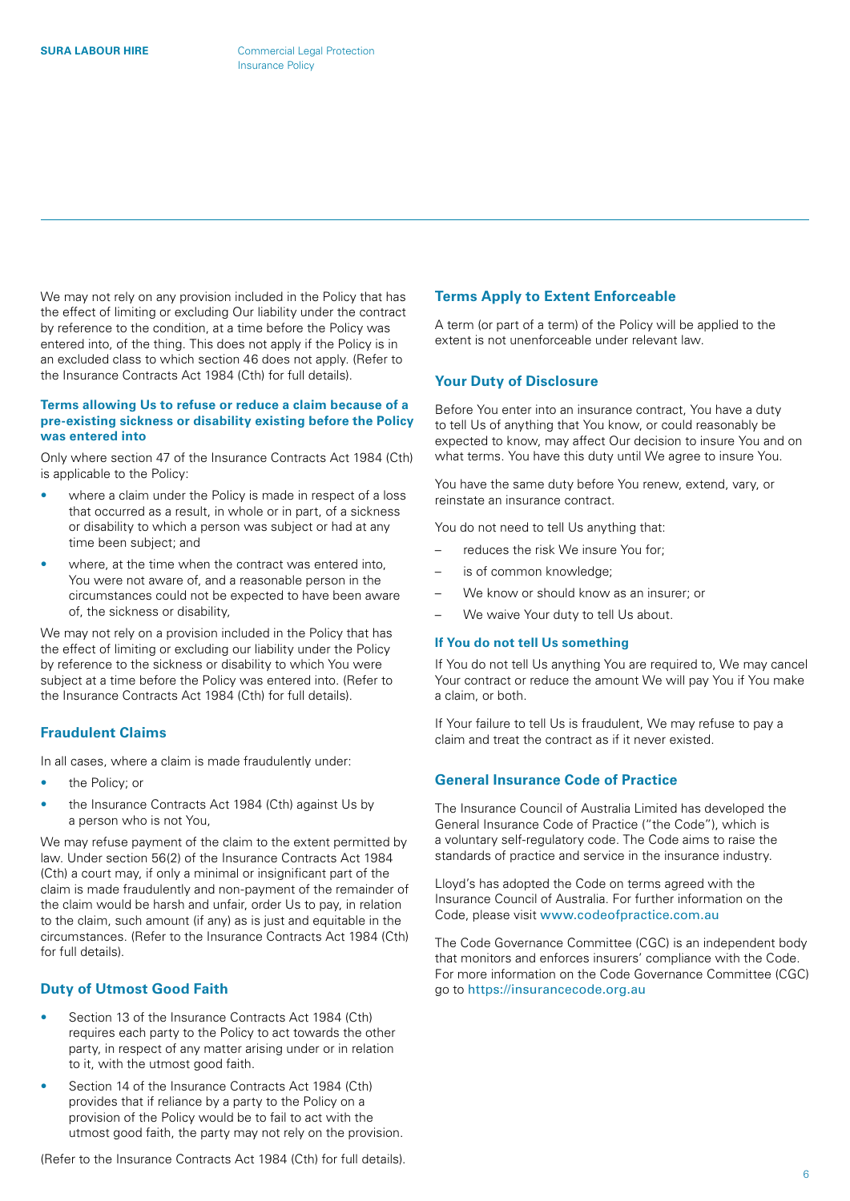We may not rely on any provision included in the Policy that has the effect of limiting or excluding Our liability under the contract by reference to the condition, at a time before the Policy was entered into, of the thing. This does not apply if the Policy is in an excluded class to which section 46 does not apply. (Refer to the Insurance Contracts Act 1984 (Cth) for full details).

#### Terms allowing Us to refuse or reduce a claim because of a pre-existing sickness or disability existing before the Policy was entered into

Only where section 47 of the Insurance Contracts Act 1984 (Cth) is applicable to the Policy:

- where a claim under the Policy is made in respect of a loss that occurred as a result, in whole or in part, of a sickness or disability to which a person was subject or had at any time been subject; and
- where, at the time when the contract was entered into, You were not aware of, and a reasonable person in the circumstances could not be expected to have been aware of, the sickness or disability,

We may not rely on a provision included in the Policy that has the effect of limiting or excluding our liability under the Policy by reference to the sickness or disability to which You were subject at a time before the Policy was entered into. (Refer to the Insurance Contracts Act 1984 (Cth) for full details).

### Fraudulent Claims

In all cases, where a claim is made fraudulently under:

- the Policy; or
- the Insurance Contracts Act 1984 (Cth) against Us by a person who is not You,

We may refuse payment of the claim to the extent permitted by law. Under section 56(2) of the Insurance Contracts Act 1984 (Cth) a court may, if only a minimal or insignificant part of the claim is made fraudulently and non-payment of the remainder of the claim would be harsh and unfair, order Us to pay, in relation to the claim, such amount (if any) as is just and equitable in the circumstances. (Refer to the Insurance Contracts Act 1984 (Cth) for full details).

### Duty of Utmost Good Faith

- Section 13 of the Insurance Contracts Act 1984 (Cth) requires each party to the Policy to act towards the other party, in respect of any matter arising under or in relation to it, with the utmost good faith.
- Section 14 of the Insurance Contracts Act 1984 (Cth) provides that if reliance by a party to the Policy on a provision of the Policy would be to fail to act with the utmost good faith, the party may not rely on the provision.

(Refer to the Insurance Contracts Act 1984 (Cth) for full details).

### Terms Apply to Extent Enforceable

A term (or part of a term) of the Policy will be applied to the extent is not unenforceable under relevant law.

### Your Duty of Disclosure

Before You enter into an insurance contract, You have a duty to tell Us of anything that You know, or could reasonably be expected to know, may affect Our decision to insure You and on what terms. You have this duty until We agree to insure You.

You have the same duty before You renew, extend, vary, or reinstate an insurance contract.

You do not need to tell Us anything that:

- reduces the risk We insure You for;
- is of common knowledge;
- We know or should know as an insurer; or
- We waive Your duty to tell Us about.

#### If You do not tell Us something

If You do not tell Us anything You are required to, We may cancel Your contract or reduce the amount We will pay You if You make a claim, or both.

If Your failure to tell Us is fraudulent, We may refuse to pay a claim and treat the contract as if it never existed.

### General Insurance Code of Practice

The Insurance Council of Australia Limited has developed the General Insurance Code of Practice ("the Code"), which is a voluntary self-regulatory code. The Code aims to raise the standards of practice and service in the insurance industry.

Lloyd's has adopted the Code on terms agreed with the Insurance Council of Australia. For further information on the Code, please visit www.codeofpractice.com.au

The Code Governance Committee (CGC) is an independent body that monitors and enforces insurers' compliance with the Code. For more information on the Code Governance Committee (CGC) go to https://insurancecode.org.au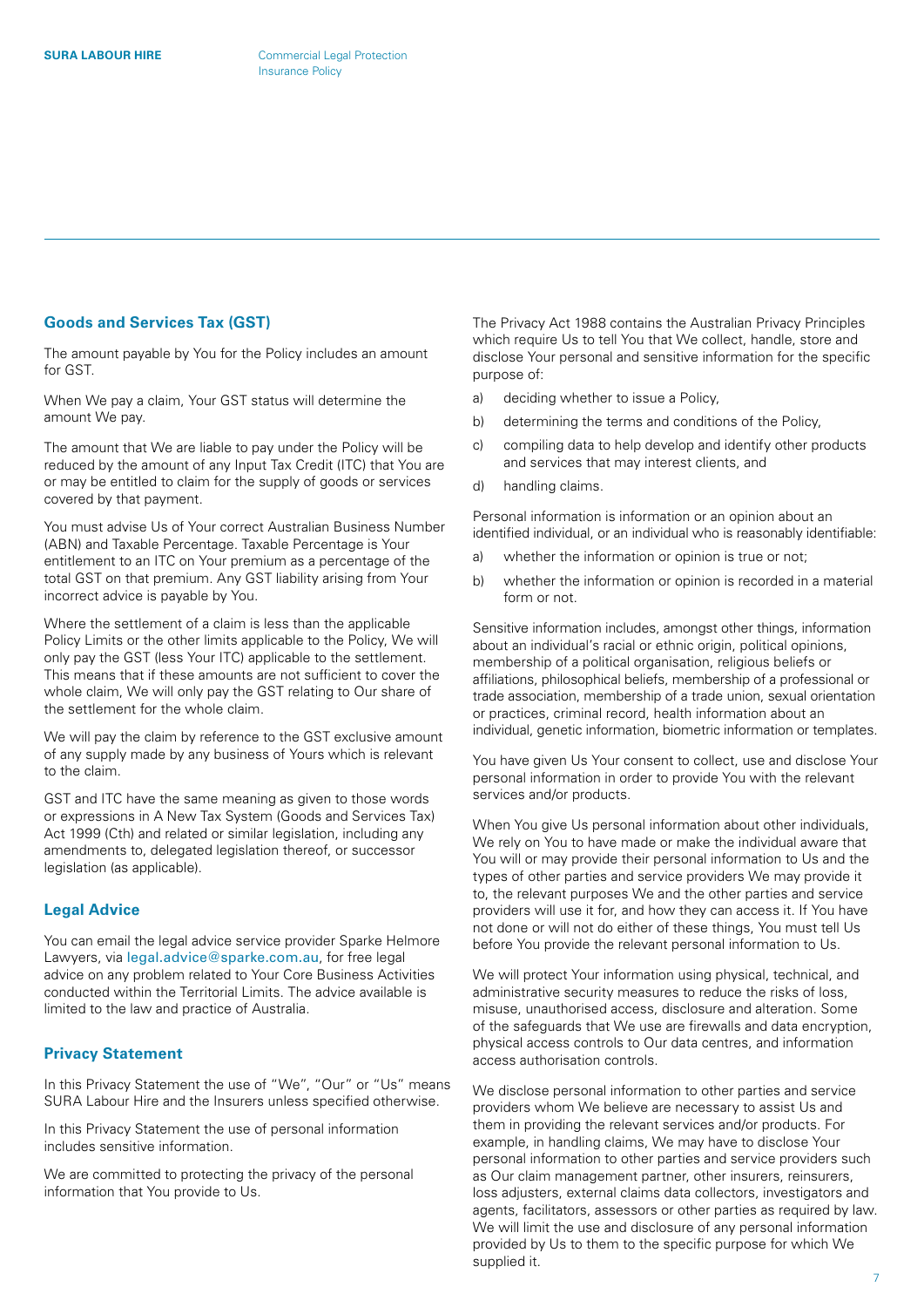## Goods and Services Tax (GST)

The amount payable by You for the Policy includes an amount for GST.

When We pay a claim, Your GST status will determine the amount We pay.

The amount that We are liable to pay under the Policy will be reduced by the amount of any Input Tax Credit (ITC) that You are or may be entitled to claim for the supply of goods or services covered by that payment.

You must advise Us of Your correct Australian Business Number (ABN) and Taxable Percentage. Taxable Percentage is Your entitlement to an ITC on Your premium as a percentage of the total GST on that premium. Any GST liability arising from Your incorrect advice is payable by You.

Where the settlement of a claim is less than the applicable Policy Limits or the other limits applicable to the Policy, We will only pay the GST (less Your ITC) applicable to the settlement. This means that if these amounts are not sufficient to cover the whole claim, We will only pay the GST relating to Our share of the settlement for the whole claim.

We will pay the claim by reference to the GST exclusive amount of any supply made by any business of Yours which is relevant to the claim.

GST and ITC have the same meaning as given to those words or expressions in A New Tax System (Goods and Services Tax) Act 1999 (Cth) and related or similar legislation, including any amendments to, delegated legislation thereof, or successor legislation (as applicable).

## Legal Advice

You can email the legal advice service provider Sparke Helmore Lawyers, via legal.advice@sparke.com.au, for free legal advice on any problem related to Your Core Business Activities conducted within the Territorial Limits. The advice available is limited to the law and practice of Australia.

## Privacy Statement

In this Privacy Statement the use of "We", "Our" or "Us" means SURA Labour Hire and the Insurers unless specified otherwise.

In this Privacy Statement the use of personal information includes sensitive information.

We are committed to protecting the privacy of the personal information that You provide to Us.

The Privacy Act 1988 contains the Australian Privacy Principles which require Us to tell You that We collect, handle, store and disclose Your personal and sensitive information for the specific purpose of:

a) deciding whether to issue a Policy,
b) determining the terms and conditions of the Policy,
c) compiling data to help develop and identify other products and services that may interest clients, and
d) handling claims.

Personal information is information or an opinion about an identified individual, or an individual who is reasonably identifiable:

a) whether the information or opinion is true or not;
b) whether the information or opinion is recorded in a material form or not.

Sensitive information includes, amongst other things, information about an individual's racial or ethnic origin, political opinions, membership of a political organisation, religious beliefs or affiliations, philosophical beliefs, membership of a professional or trade association, membership of a trade union, sexual orientation or practices, criminal record, health information about an individual, genetic information, biometric information or templates.

You have given Us Your consent to collect, use and disclose Your personal information in order to provide You with the relevant services and/or products.

When You give Us personal information about other individuals, We rely on You to have made or make the individual aware that You will or may provide their personal information to Us and the types of other parties and service providers We may provide it to, the relevant purposes We and the other parties and service providers will use it for, and how they can access it. If You have not done or will not do either of these things, You must tell Us before You provide the relevant personal information to Us.

We will protect Your information using physical, technical, and administrative security measures to reduce the risks of loss, misuse, unauthorised access, disclosure and alteration. Some of the safeguards that We use are firewalls and data encryption, physical access controls to Our data centres, and information access authorisation controls.

We disclose personal information to other parties and service providers whom We believe are necessary to assist Us and them in providing the relevant services and/or products. For example, in handling claims, We may have to disclose Your personal information to other parties and service providers such as Our claim management partner, other insurers, reinsurers, loss adjusters, external claims data collectors, investigators and agents, facilitators, assessors or other parties as required by law. We will limit the use and disclosure of any personal information provided by Us to them to the specific purpose for which We supplied it.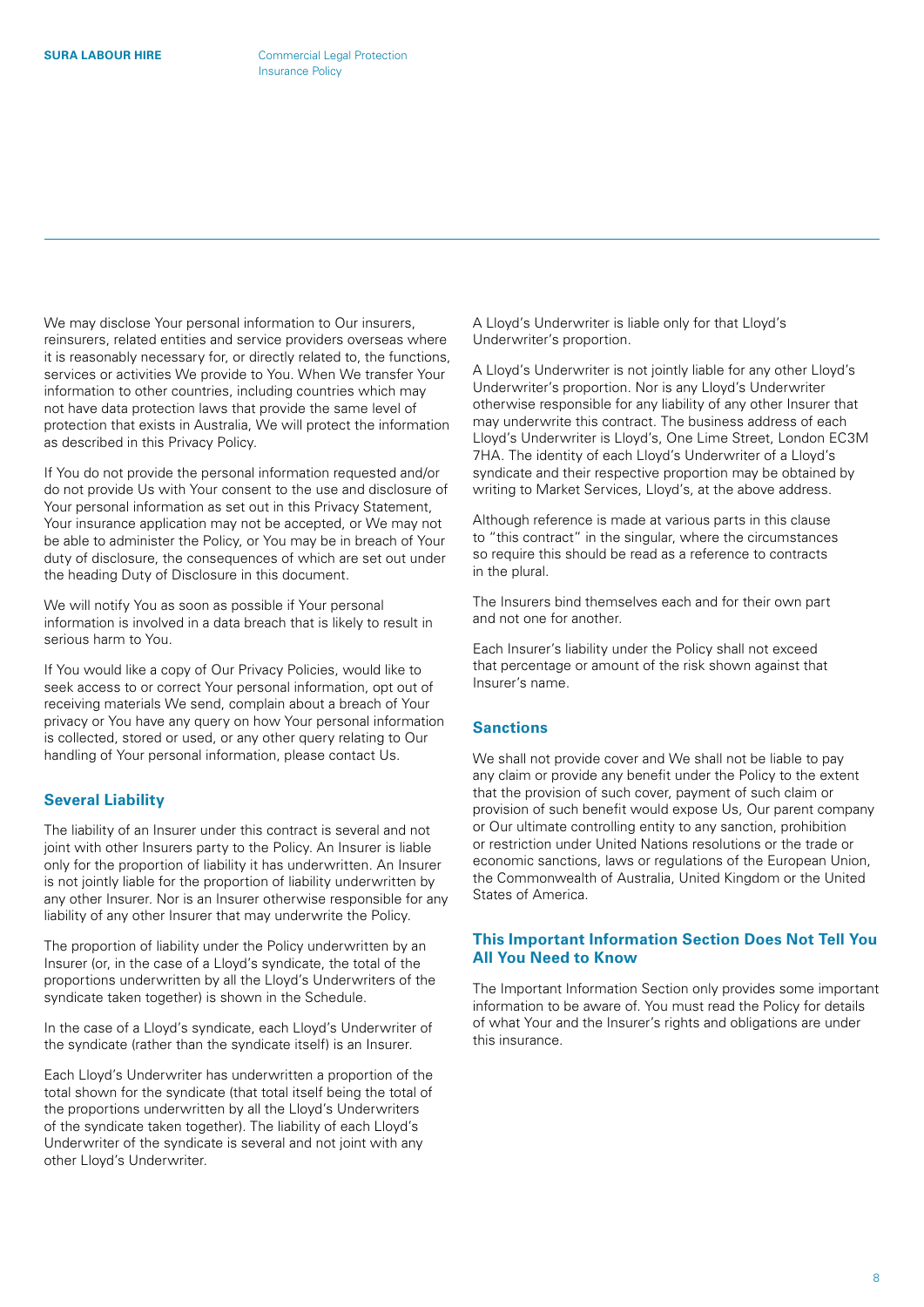We may disclose Your personal information to Our insurers, reinsurers, related entities and service providers overseas where it is reasonably necessary for, or directly related to, the functions, services or activities We provide to You. When We transfer Your information to other countries, including countries which may not have data protection laws that provide the same level of protection that exists in Australia, We will protect the information as described in this Privacy Policy.

If You do not provide the personal information requested and/or do not provide Us with Your consent to the use and disclosure of Your personal information as set out in this Privacy Statement, Your insurance application may not be accepted, or We may not be able to administer the Policy, or You may be in breach of Your duty of disclosure, the consequences of which are set out under the heading Duty of Disclosure in this document.

We will notify You as soon as possible if Your personal information is involved in a data breach that is likely to result in serious harm to You.

If You would like a copy of Our Privacy Policies, would like to seek access to or correct Your personal information, opt out of receiving materials We send, complain about a breach of Your privacy or You have any query on how Your personal information is collected, stored or used, or any other query relating to Our handling of Your personal information, please contact Us.

## Several Liability

The liability of an Insurer under this contract is several and not joint with other Insurers party to the Policy. An Insurer is liable only for the proportion of liability it has underwritten. An Insurer is not jointly liable for the proportion of liability underwritten by any other Insurer. Nor is an Insurer otherwise responsible for any liability of any other Insurer that may underwrite the Policy.

The proportion of liability under the Policy underwritten by an Insurer (or, in the case of a Lloyd's syndicate, the total of the proportions underwritten by all the Lloyd's Underwriters of the syndicate taken together) is shown in the Schedule.

In the case of a Lloyd's syndicate, each Lloyd's Underwriter of the syndicate (rather than the syndicate itself) is an Insurer.

Each Lloyd's Underwriter has underwritten a proportion of the total shown for the syndicate (that total itself being the total of the proportions underwritten by all the Lloyd's Underwriters of the syndicate taken together). The liability of each Lloyd's Underwriter of the syndicate is several and not joint with any other Lloyd's Underwriter.

A Lloyd's Underwriter is liable only for that Lloyd's Underwriter's proportion.

A Lloyd's Underwriter is not jointly liable for any other Lloyd's Underwriter's proportion. Nor is any Lloyd's Underwriter otherwise responsible for any liability of any other Insurer that may underwrite this contract. The business address of each Lloyd's Underwriter is Lloyd's, One Lime Street, London EC3M 7HA. The identity of each Lloyd's Underwriter of a Lloyd's syndicate and their respective proportion may be obtained by writing to Market Services, Lloyd's, at the above address.

Although reference is made at various parts in this clause to "this contract" in the singular, where the circumstances so require this should be read as a reference to contracts in the plural.

The Insurers bind themselves each and for their own part and not one for another.

Each Insurer's liability under the Policy shall not exceed that percentage or amount of the risk shown against that Insurer's name.

## Sanctions

We shall not provide cover and We shall not be liable to pay any claim or provide any benefit under the Policy to the extent that the provision of such cover, payment of such claim or provision of such benefit would expose Us, Our parent company or Our ultimate controlling entity to any sanction, prohibition or restriction under United Nations resolutions or the trade or economic sanctions, laws or regulations of the European Union, the Commonwealth of Australia, United Kingdom or the United States of America.

## This Important Information Section Does Not Tell You All You Need to Know

The Important Information Section only provides some important information to be aware of. You must read the Policy for details of what Your and the Insurer's rights and obligations are under this insurance.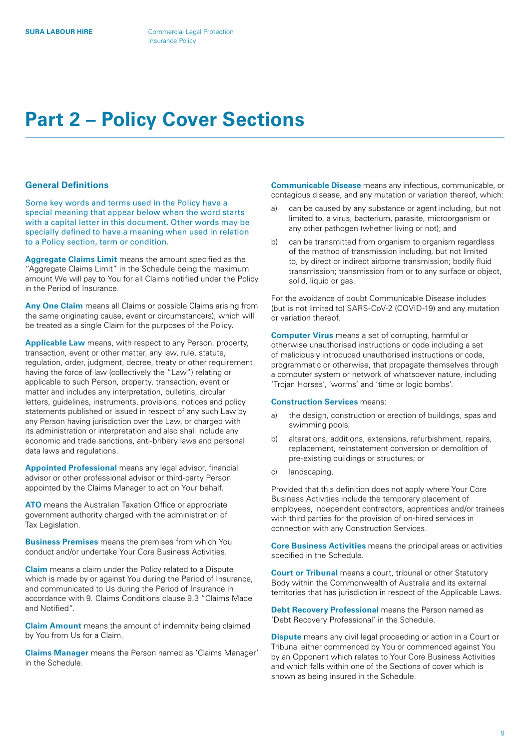# Part 2 – Policy Cover Sections

## General Definitions

Some key words and terms used in the Policy have a special meaning that appear below when the word starts with a capital letter in this document. Other words may be specially defined to have a meaning when used in relation to a Policy section, term or condition.

**Aggregate Claims Limit** means the amount specified as the "Aggregate Claims Limit" in the Schedule being the maximum amount We will pay to You for all Claims notified under the Policy in the Period of Insurance.

**Any One Claim** means all Claims or possible Claims arising from the same originating cause, event or circumstance(s), which will be treated as a single Claim for the purposes of the Policy.

**Applicable Law** means, with respect to any Person, property, transaction, event or other matter, any law, rule, statute, regulation, order, judgment, decree, treaty or other requirement having the force of law (collectively the "Law") relating or applicable to such Person, property, transaction, event or matter and includes any interpretation, bulletins, circular letters, guidelines, instruments, provisions, notices and policy statements published or issued in respect of any such Law by any Person having jurisdiction over the Law, or charged with its administration or interpretation and also shall include any economic and trade sanctions, anti-bribery laws and personal data laws and regulations.

**Appointed Professional** means any legal advisor, financial advisor or other professional advisor or third-party Person appointed by the Claims Manager to act on Your behalf.

**ATO** means the Australian Taxation Office or appropriate government authority charged with the administration of Tax Legislation.

**Business Premises** means the premises from which You conduct and/or undertake Your Core Business Activities.

**Claim** means a claim under the Policy related to a Dispute which is made by or against You during the Period of Insurance, and communicated to Us during the Period of Insurance in accordance with 9. Claims Conditions clause 9.3 "Claims Made and Notified".

**Claim Amount** means the amount of indemnity being claimed by You from Us for a Claim.

**Claims Manager** means the Person named as 'Claims Manager' in the Schedule.

**Communicable Disease** means any infectious, communicable, or contagious disease, and any mutation or variation thereof, which:

a) can be caused by any substance or agent including, but not limited to, a virus, bacterium, parasite, microorganism or any other pathogen (whether living or not); and

b) can be transmitted from organism to organism regardless of the method of transmission including, but not limited to, by direct or indirect airborne transmission; bodily fluid transmission; transmission from or to any surface or object, solid, liquid or gas.

For the avoidance of doubt Communicable Disease includes (but is not limited to) SARS-CoV-2 (COVID-19) and any mutation or variation thereof.

**Computer Virus** means a set of corrupting, harmful or otherwise unauthorised instructions or code including a set of maliciously introduced unauthorised instructions or code, programmatic or otherwise, that propagate themselves through a computer system or network of whatsoever nature, including 'Trojan Horses', 'worms' and 'time or logic bombs'.

**Construction Services** means:

a) the design, construction or erection of buildings, spas and swimming pools;

b) alterations, additions, extensions, refurbishment, repairs, replacement, reinstatement conversion or demolition of pre-existing buildings or structures; or

c) landscaping.

Provided that this definition does not apply where Your Core Business Activities include the temporary placement of employees, independent contractors, apprentices and/or trainees with third parties for the provision of on-hired services in connection with any Construction Services.

**Core Business Activities** means the principal areas or activities specified in the Schedule.

**Court or Tribunal** means a court, tribunal or other Statutory Body within the Commonwealth of Australia and its external territories that has jurisdiction in respect of the Applicable Laws.

**Debt Recovery Professional** means the Person named as 'Debt Recovery Professional' in the Schedule.

**Dispute** means any civil legal proceeding or action in a Court or Tribunal either commenced by You or commenced against You by an Opponent which relates to Your Core Business Activities and which falls within one of the Sections of cover which is shown as being insured in the Schedule.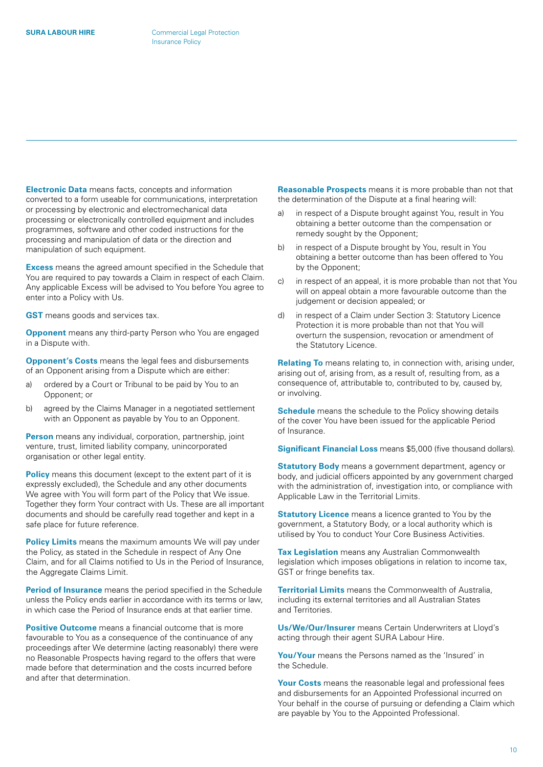**Electronic Data** means facts, concepts and information converted to a form useable for communications, interpretation or processing by electronic and electromechanical data processing or electronically controlled equipment and includes programmes, software and other coded instructions for the processing and manipulation of data or the direction and manipulation of such equipment.

**Excess** means the agreed amount specified in the Schedule that You are required to pay towards a Claim in respect of each Claim. Any applicable Excess will be advised to You before You agree to enter into a Policy with Us.

**GST** means goods and services tax.

**Opponent** means any third-party Person who You are engaged in a Dispute with.

**Opponent's Costs** means the legal fees and disbursements of an Opponent arising from a Dispute which are either:

a) ordered by a Court or Tribunal to be paid by You to an Opponent; or
b) agreed by the Claims Manager in a negotiated settlement with an Opponent as payable by You to an Opponent.

**Person** means any individual, corporation, partnership, joint venture, trust, limited liability company, unincorporated organisation or other legal entity.

**Policy** means this document (except to the extent part of it is expressly excluded), the Schedule and any other documents We agree with You will form part of the Policy that We issue. Together they form Your contract with Us. These are all important documents and should be carefully read together and kept in a safe place for future reference.

**Policy Limits** means the maximum amounts We will pay under the Policy, as stated in the Schedule in respect of Any One Claim, and for all Claims notified to Us in the Period of Insurance, the Aggregate Claims Limit.

**Period of Insurance** means the period specified in the Schedule unless the Policy ends earlier in accordance with its terms or law, in which case the Period of Insurance ends at that earlier time.

**Positive Outcome** means a financial outcome that is more favourable to You as a consequence of the continuance of any proceedings after We determine (acting reasonably) there were no Reasonable Prospects having regard to the offers that were made before that determination and the costs incurred before and after that determination.

**Reasonable Prospects** means it is more probable than not that the determination of the Dispute at a final hearing will:

a) in respect of a Dispute brought against You, result in You obtaining a better outcome than the compensation or remedy sought by the Opponent;
b) in respect of a Dispute brought by You, result in You obtaining a better outcome than has been offered to You by the Opponent;
c) in respect of an appeal, it is more probable than not that You will on appeal obtain a more favourable outcome than the judgement or decision appealed; or
d) in respect of a Claim under Section 3: Statutory Licence Protection it is more probable than not that You will overturn the suspension, revocation or amendment of the Statutory Licence.

**Relating To** means relating to, in connection with, arising under, arising out of, arising from, as a result of, resulting from, as a consequence of, attributable to, contributed to by, caused by, or involving.

**Schedule** means the schedule to the Policy showing details of the cover You have been issued for the applicable Period of Insurance.

**Significant Financial Loss** means $5,000 (five thousand dollars).

**Statutory Body** means a government department, agency or body, and judicial officers appointed by any government charged with the administration of, investigation into, or compliance with Applicable Law in the Territorial Limits.

**Statutory Licence** means a licence granted to You by the government, a Statutory Body, or a local authority which is utilised by You to conduct Your Core Business Activities.

**Tax Legislation** means any Australian Commonwealth legislation which imposes obligations in relation to income tax, GST or fringe benefits tax.

**Territorial Limits** means the Commonwealth of Australia, including its external territories and all Australian States and Territories.

**Us/We/Our/Insurer** means Certain Underwriters at Lloyd's acting through their agent SURA Labour Hire.

**You/Your** means the Persons named as the 'Insured' in the Schedule.

**Your Costs** means the reasonable legal and professional fees and disbursements for an Appointed Professional incurred on Your behalf in the course of pursuing or defending a Claim which are payable by You to the Appointed Professional.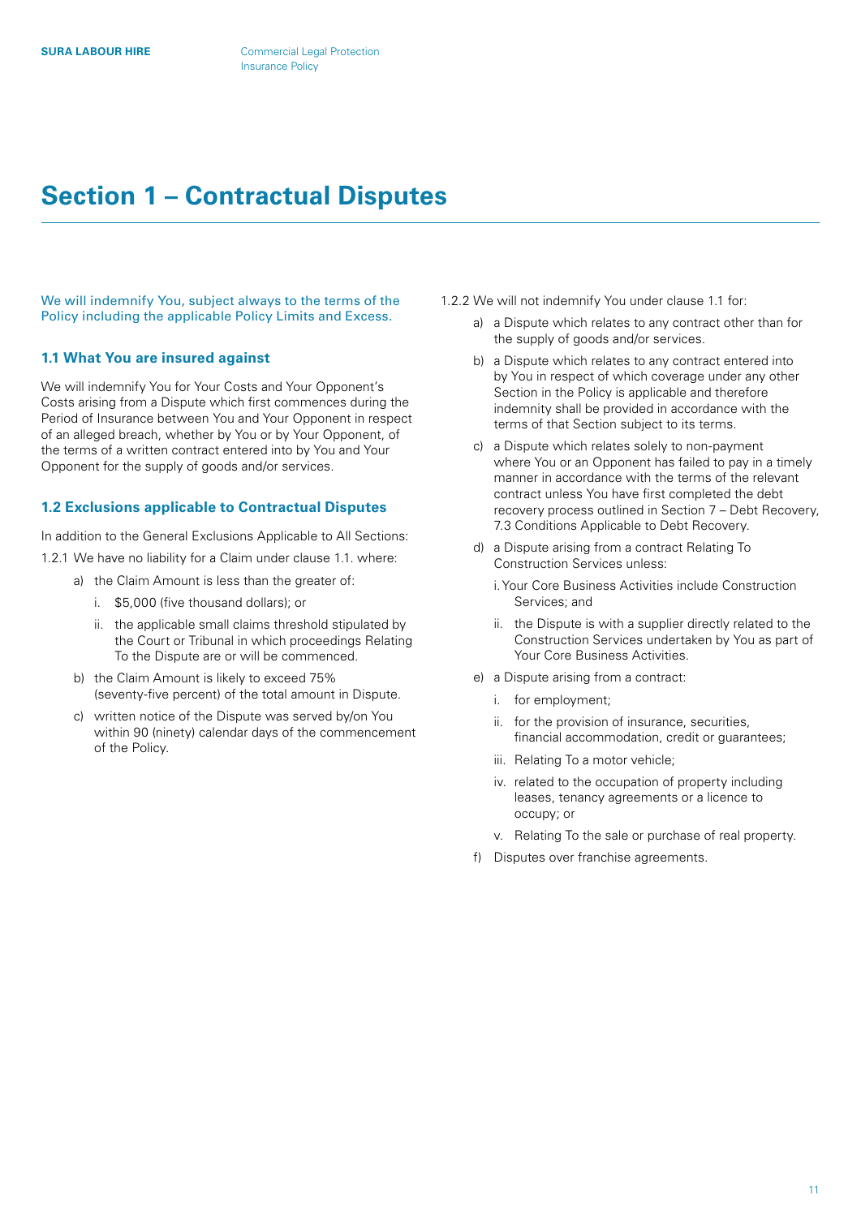# Section 1 – Contractual Disputes

We will indemnify You, subject always to the terms of the Policy including the applicable Policy Limits and Excess.

### 1.1 What You are insured against

We will indemnify You for Your Costs and Your Opponent's Costs arising from a Dispute which first commences during the Period of Insurance between You and Your Opponent in respect of an alleged breach, whether by You or by Your Opponent, of the terms of a written contract entered into by You and Your Opponent for the supply of goods and/or services.

### 1.2 Exclusions applicable to Contractual Disputes

In addition to the General Exclusions Applicable to All Sections:

1.2.1 We have no liability for a Claim under clause 1.1. where:

- a) the Claim Amount is less than the greater of:
  - i. $5,000 (five thousand dollars); or
  - ii. the applicable small claims threshold stipulated by the Court or Tribunal in which proceedings Relating To the Dispute are or will be commenced.
- b) the Claim Amount is likely to exceed 75% (seventy-five percent) of the total amount in Dispute.
- c) written notice of the Dispute was served by/on You within 90 (ninety) calendar days of the commencement of the Policy.

1.2.2 We will not indemnify You under clause 1.1 for:

- a) a Dispute which relates to any contract other than for the supply of goods and/or services.
- b) a Dispute which relates to any contract entered into by You in respect of which coverage under any other Section in the Policy is applicable and therefore indemnity shall be provided in accordance with the terms of that Section subject to its terms.
- c) a Dispute which relates solely to non-payment where You or an Opponent has failed to pay in a timely manner in accordance with the terms of the relevant contract unless You have first completed the debt recovery process outlined in Section 7 – Debt Recovery, 7.3 Conditions Applicable to Debt Recovery.
- d) a Dispute arising from a contract Relating To Construction Services unless:
  - i. Your Core Business Activities include Construction Services; and
  - ii. the Dispute is with a supplier directly related to the Construction Services undertaken by You as part of Your Core Business Activities.
- e) a Dispute arising from a contract:
  - i. for employment;
  - ii. for the provision of insurance, securities, financial accommodation, credit or guarantees;
  - iii. Relating To a motor vehicle;
  - iv. related to the occupation of property including leases, tenancy agreements or a licence to occupy; or
  - v. Relating To the sale or purchase of real property.
- f) Disputes over franchise agreements.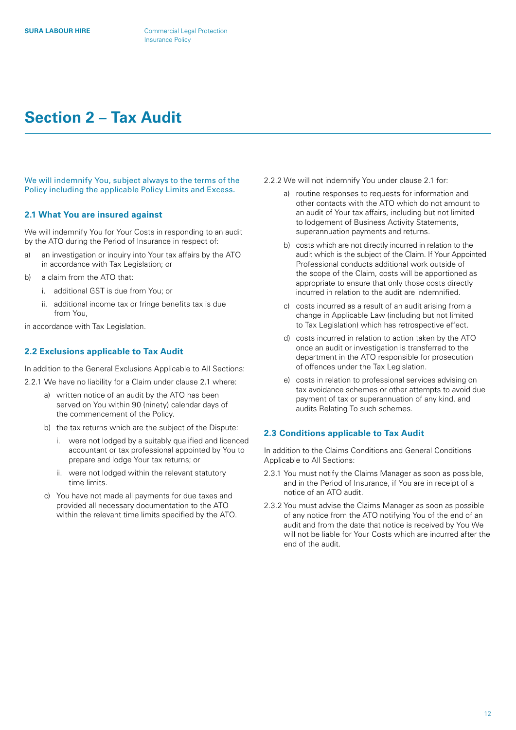# Section 2 – Tax Audit

We will indemnify You, subject always to the terms of the Policy including the applicable Policy Limits and Excess.

### 2.1 What You are insured against

We will indemnify You for Your Costs in responding to an audit by the ATO during the Period of Insurance in respect of:

a) an investigation or inquiry into Your tax affairs by the ATO in accordance with Tax Legislation; or

b) a claim from the ATO that:

   i. additional GST is due from You; or

   ii. additional income tax or fringe benefits tax is due from You,

in accordance with Tax Legislation.

### 2.2 Exclusions applicable to Tax Audit

In addition to the General Exclusions Applicable to All Sections:

2.2.1 We have no liability for a Claim under clause 2.1 where:

   a) written notice of an audit by the ATO has been served on You within 90 (ninety) calendar days of the commencement of the Policy.

   b) the tax returns which are the subject of the Dispute:

      i. were not lodged by a suitably qualified and licenced accountant or tax professional appointed by You to prepare and lodge Your tax returns; or

      ii. were not lodged within the relevant statutory time limits.

   c) You have not made all payments for due taxes and provided all necessary documentation to the ATO within the relevant time limits specified by the ATO.

2.2.2 We will not indemnify You under clause 2.1 for:

   a) routine responses to requests for information and other contacts with the ATO which do not amount to an audit of Your tax affairs, including but not limited to lodgement of Business Activity Statements, superannuation payments and returns.

   b) costs which are not directly incurred in relation to the audit which is the subject of the Claim. If Your Appointed Professional conducts additional work outside of the scope of the Claim, costs will be apportioned as appropriate to ensure that only those costs directly incurred in relation to the audit are indemnified.

   c) costs incurred as a result of an audit arising from a change in Applicable Law (including but not limited to Tax Legislation) which has retrospective effect.

   d) costs incurred in relation to action taken by the ATO once an audit or investigation is transferred to the department in the ATO responsible for prosecution of offences under the Tax Legislation.

   e) costs in relation to professional services advising on tax avoidance schemes or other attempts to avoid due payment of tax or superannuation of any kind, and audits Relating To such schemes.

### 2.3 Conditions applicable to Tax Audit

In addition to the Claims Conditions and General Conditions Applicable to All Sections:

2.3.1 You must notify the Claims Manager as soon as possible, and in the Period of Insurance, if You are in receipt of a notice of an ATO audit.

2.3.2 You must advise the Claims Manager as soon as possible of any notice from the ATO notifying You of the end of an audit and from the date that notice is received by You We will not be liable for Your Costs which are incurred after the end of the audit.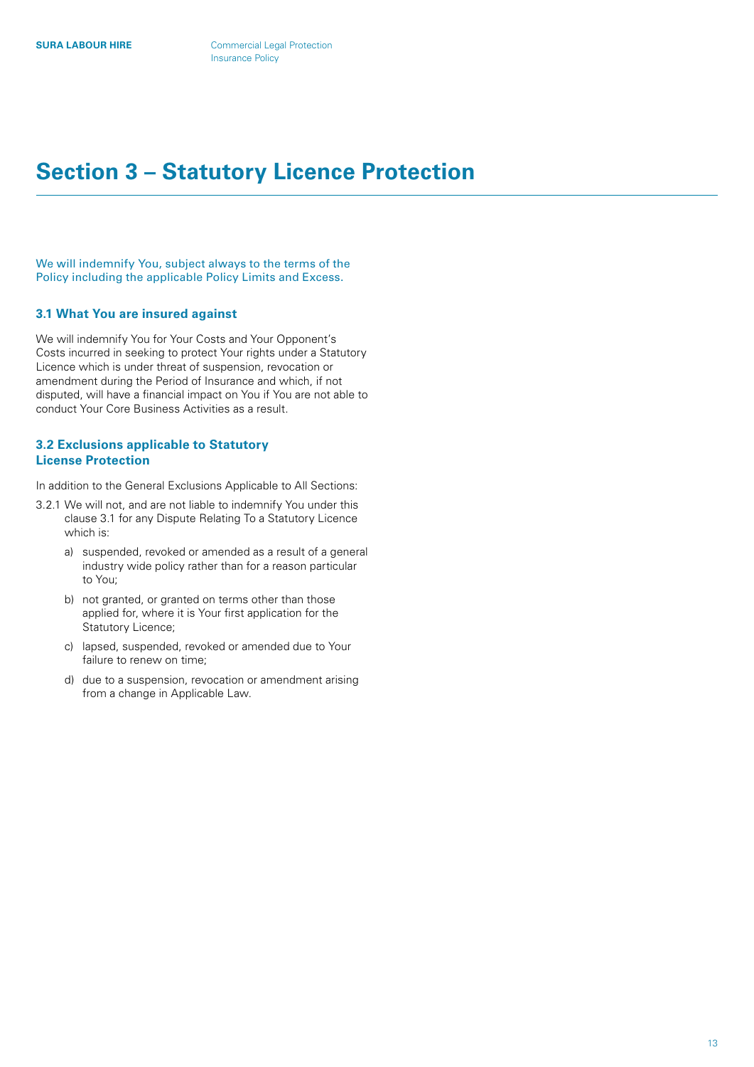# Section 3 – Statutory Licence Protection

We will indemnify You, subject always to the terms of the Policy including the applicable Policy Limits and Excess.

### 3.1 What You are insured against

We will indemnify You for Your Costs and Your Opponent's Costs incurred in seeking to protect Your rights under a Statutory Licence which is under threat of suspension, revocation or amendment during the Period of Insurance and which, if not disputed, will have a financial impact on You if You are not able to conduct Your Core Business Activities as a result.

### 3.2 Exclusions applicable to Statutory License Protection

In addition to the General Exclusions Applicable to All Sections:

3.2.1 We will not, and are not liable to indemnify You under this clause 3.1 for any Dispute Relating To a Statutory Licence which is:

a) suspended, revoked or amended as a result of a general industry wide policy rather than for a reason particular to You;

b) not granted, or granted on terms other than those applied for, where it is Your first application for the Statutory Licence;

c) lapsed, suspended, revoked or amended due to Your failure to renew on time;

d) due to a suspension, revocation or amendment arising from a change in Applicable Law.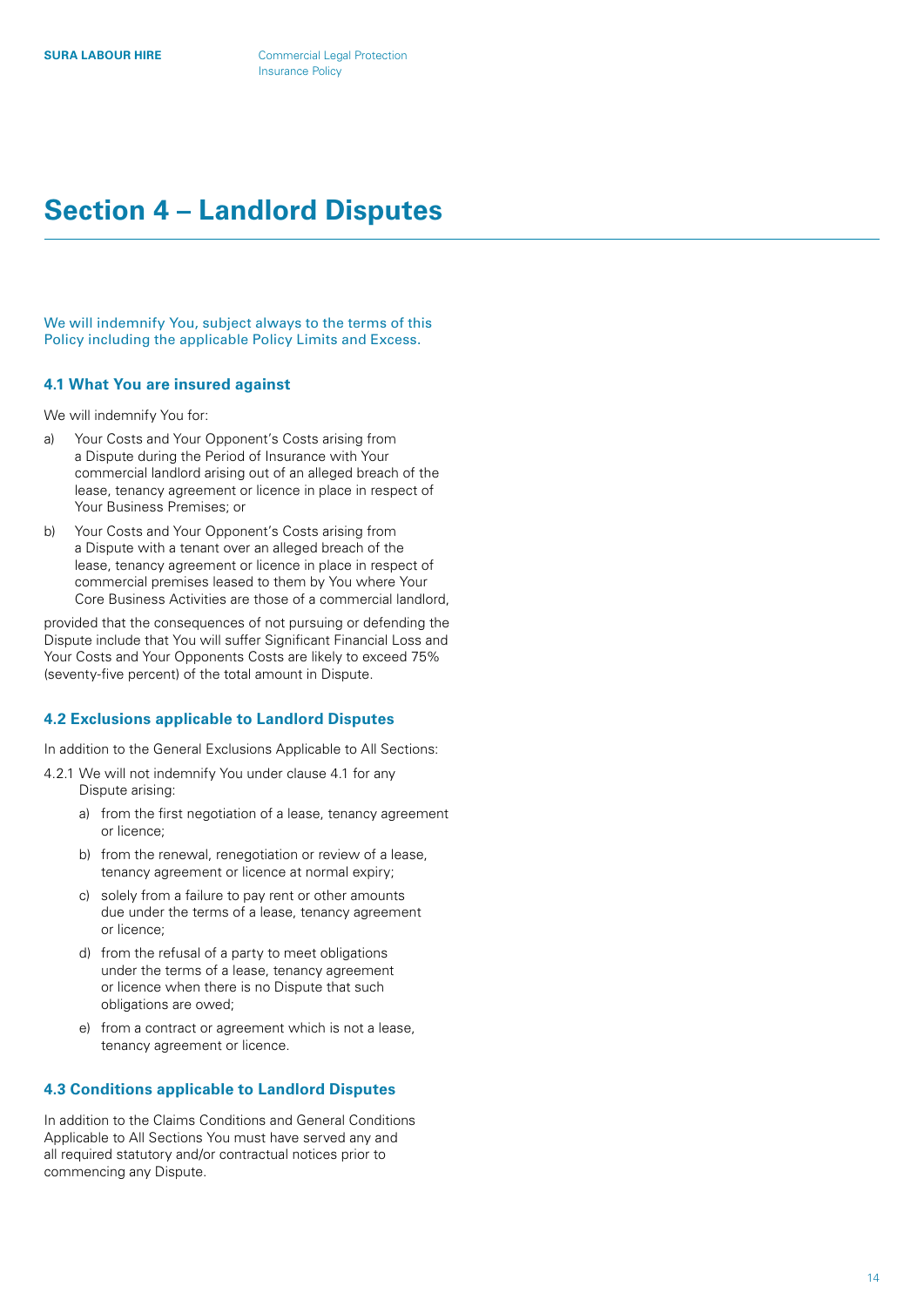# Section 4 – Landlord Disputes

We will indemnify You, subject always to the terms of this Policy including the applicable Policy Limits and Excess.

### 4.1 What You are insured against

We will indemnify You for:

a) Your Costs and Your Opponent's Costs arising from a Dispute during the Period of Insurance with Your commercial landlord arising out of an alleged breach of the lease, tenancy agreement or licence in place in respect of Your Business Premises; or

b) Your Costs and Your Opponent's Costs arising from a Dispute with a tenant over an alleged breach of the lease, tenancy agreement or licence in place in respect of commercial premises leased to them by You where Your Core Business Activities are those of a commercial landlord,

provided that the consequences of not pursuing or defending the Dispute include that You will suffer Significant Financial Loss and Your Costs and Your Opponents Costs are likely to exceed 75% (seventy-five percent) of the total amount in Dispute.

### 4.2 Exclusions applicable to Landlord Disputes

In addition to the General Exclusions Applicable to All Sections:

4.2.1 We will not indemnify You under clause 4.1 for any Dispute arising:

a) from the first negotiation of a lease, tenancy agreement or licence;

b) from the renewal, renegotiation or review of a lease, tenancy agreement or licence at normal expiry;

c) solely from a failure to pay rent or other amounts due under the terms of a lease, tenancy agreement or licence;

d) from the refusal of a party to meet obligations under the terms of a lease, tenancy agreement or licence when there is no Dispute that such obligations are owed;

e) from a contract or agreement which is not a lease, tenancy agreement or licence.

### 4.3 Conditions applicable to Landlord Disputes

In addition to the Claims Conditions and General Conditions Applicable to All Sections You must have served any and all required statutory and/or contractual notices prior to commencing any Dispute.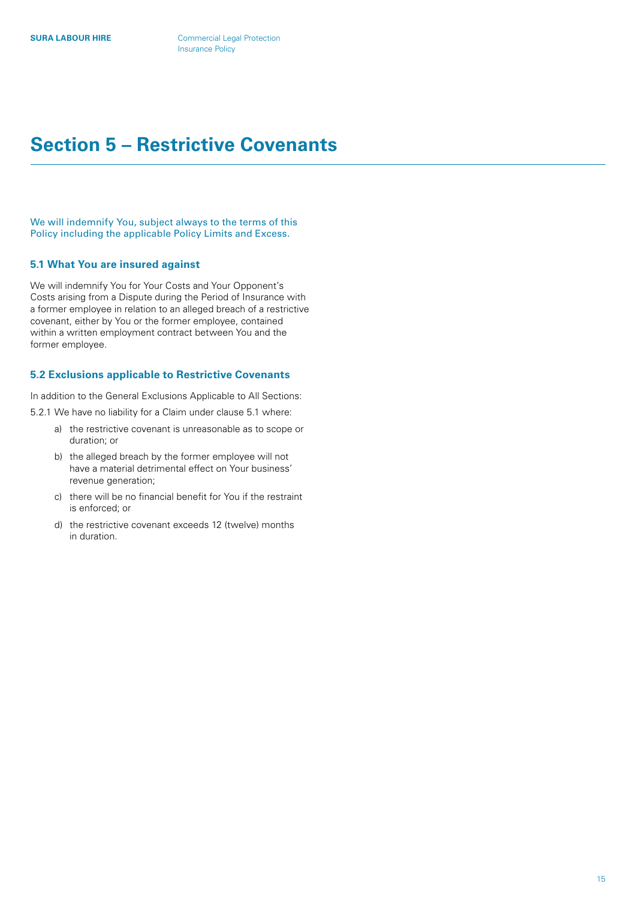# Section 5 – Restrictive Covenants

We will indemnify You, subject always to the terms of this Policy including the applicable Policy Limits and Excess.

### 5.1 What You are insured against

We will indemnify You for Your Costs and Your Opponent's Costs arising from a Dispute during the Period of Insurance with a former employee in relation to an alleged breach of a restrictive covenant, either by You or the former employee, contained within a written employment contract between You and the former employee.

### 5.2 Exclusions applicable to Restrictive Covenants

In addition to the General Exclusions Applicable to All Sections:

5.2.1 We have no liability for a Claim under clause 5.1 where:

a) the restrictive covenant is unreasonable as to scope or duration; or

b) the alleged breach by the former employee will not have a material detrimental effect on Your business' revenue generation;

c) there will be no financial benefit for You if the restraint is enforced; or

d) the restrictive covenant exceeds 12 (twelve) months in duration.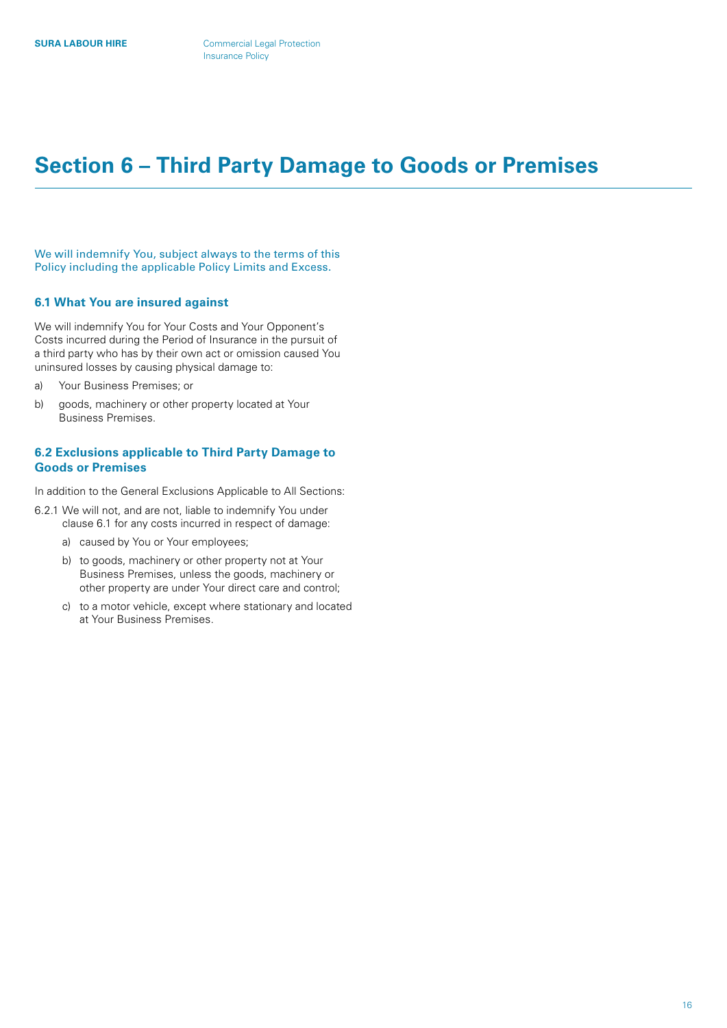# Section 6 – Third Party Damage to Goods or Premises

We will indemnify You, subject always to the terms of this Policy including the applicable Policy Limits and Excess.

### 6.1 What You are insured against

We will indemnify You for Your Costs and Your Opponent's Costs incurred during the Period of Insurance in the pursuit of a third party who has by their own act or omission caused You uninsured losses by causing physical damage to:

a) Your Business Premises; or

b) goods, machinery or other property located at Your Business Premises.

### 6.2 Exclusions applicable to Third Party Damage to Goods or Premises

In addition to the General Exclusions Applicable to All Sections:

6.2.1 We will not, and are not, liable to indemnify You under clause 6.1 for any costs incurred in respect of damage:

- a) caused by You or Your employees;
- b) to goods, machinery or other property not at Your Business Premises, unless the goods, machinery or other property are under Your direct care and control;
- c) to a motor vehicle, except where stationary and located at Your Business Premises.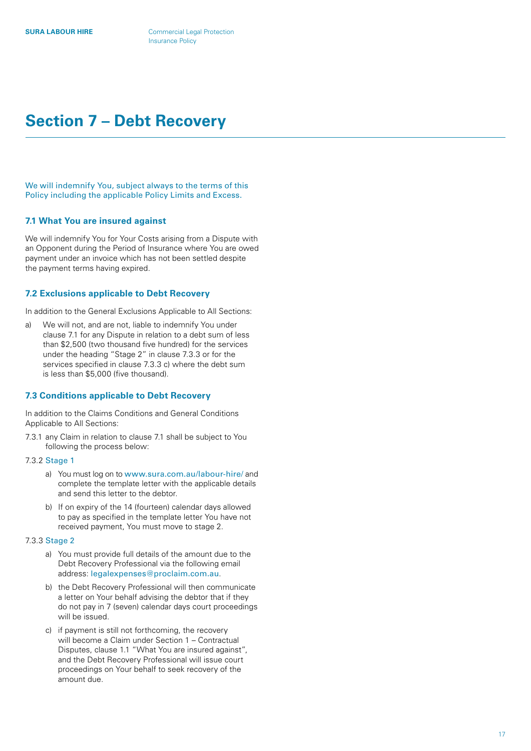# Section 7 – Debt Recovery

We will indemnify You, subject always to the terms of this Policy including the applicable Policy Limits and Excess.

### 7.1 What You are insured against

We will indemnify You for Your Costs arising from a Dispute with an Opponent during the Period of Insurance where You are owed payment under an invoice which has not been settled despite the payment terms having expired.

### 7.2 Exclusions applicable to Debt Recovery

In addition to the General Exclusions Applicable to All Sections:

a) We will not, and are not, liable to indemnify You under clause 7.1 for any Dispute in relation to a debt sum of less than $2,500 (two thousand five hundred) for the services under the heading "Stage 2" in clause 7.3.3 or for the services specified in clause 7.3.3 c) where the debt sum is less than $5,000 (five thousand).

### 7.3 Conditions applicable to Debt Recovery

In addition to the Claims Conditions and General Conditions Applicable to All Sections:

7.3.1 any Claim in relation to clause 7.1 shall be subject to You following the process below:

7.3.2 Stage 1

- a) You must log on to www.sura.com.au/labour-hire/ and complete the template letter with the applicable details and send this letter to the debtor.
- b) If on expiry of the 14 (fourteen) calendar days allowed to pay as specified in the template letter You have not received payment, You must move to stage 2.

7.3.3 Stage 2

- a) You must provide full details of the amount due to the Debt Recovery Professional via the following email address: legalexpenses@proclaim.com.au.
- b) the Debt Recovery Professional will then communicate a letter on Your behalf advising the debtor that if they do not pay in 7 (seven) calendar days court proceedings will be issued.
- c) if payment is still not forthcoming, the recovery will become a Claim under Section 1 – Contractual Disputes, clause 1.1 "What You are insured against", and the Debt Recovery Professional will issue court proceedings on Your behalf to seek recovery of the amount due.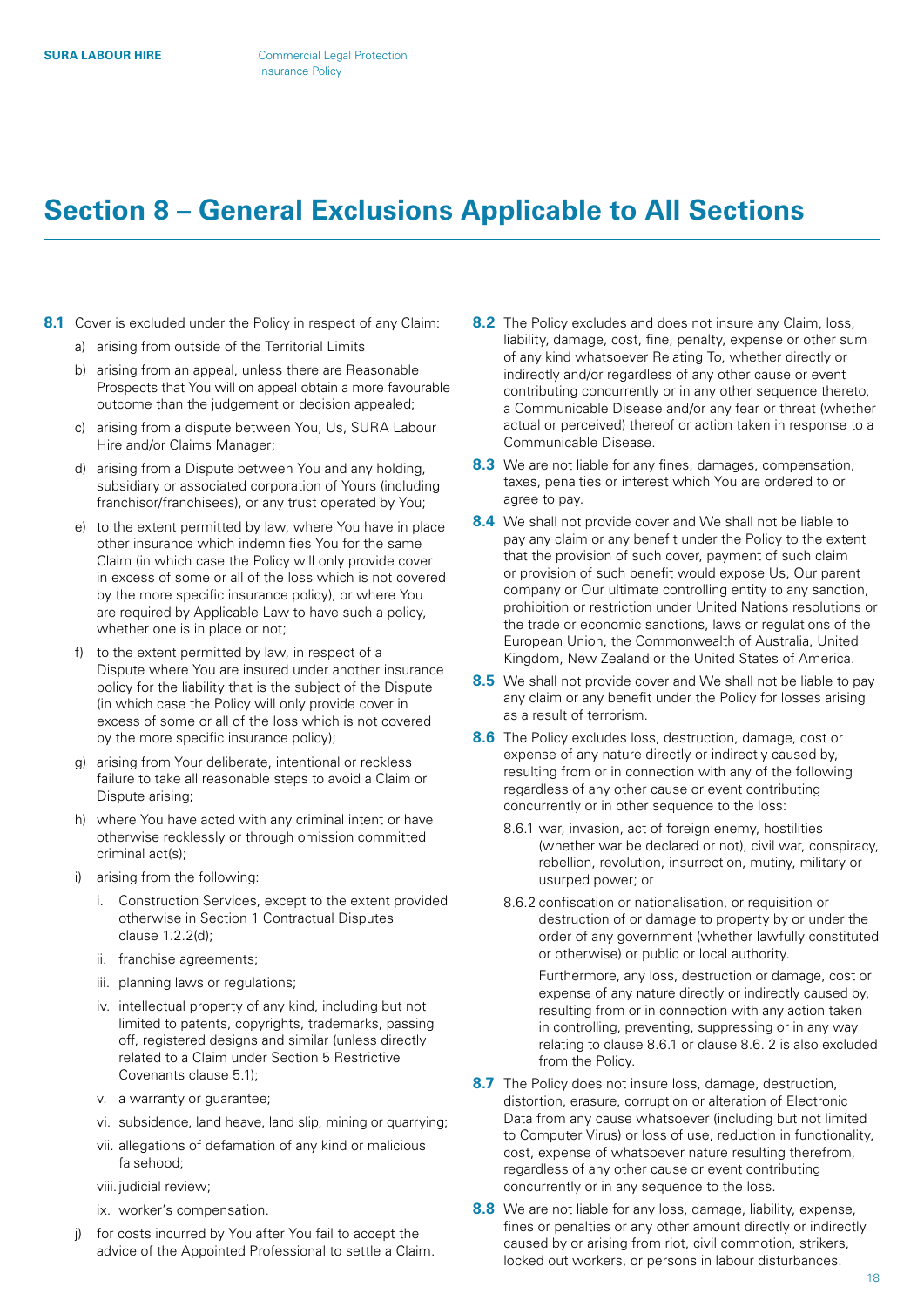# Section 8 – General Exclusions Applicable to All Sections

**8.1** Cover is excluded under the Policy in respect of any Claim:

a) arising from outside of the Territorial Limits

b) arising from an appeal, unless there are Reasonable Prospects that You will on appeal obtain a more favourable outcome than the judgement or decision appealed;

c) arising from a dispute between You, Us, SURA Labour Hire and/or Claims Manager;

d) arising from a Dispute between You and any holding, subsidiary or associated corporation of Yours (including franchisor/franchisees), or any trust operated by You;

e) to the extent permitted by law, where You have in place other insurance which indemnifies You for the same Claim (in which case the Policy will only provide cover in excess of some or all of the loss which is not covered by the more specific insurance policy), or where You are required by Applicable Law to have such a policy, whether one is in place or not;

f) to the extent permitted by law, in respect of a Dispute where You are insured under another insurance policy for the liability that is the subject of the Dispute (in which case the Policy will only provide cover in excess of some or all of the loss which is not covered by the more specific insurance policy);

g) arising from Your deliberate, intentional or reckless failure to take all reasonable steps to avoid a Claim or Dispute arising;

h) where You have acted with any criminal intent or have otherwise recklessly or through omission committed criminal act(s);

i) arising from the following:

   i. Construction Services, except to the extent provided otherwise in Section 1 Contractual Disputes clause 1.2.2(d);

   ii. franchise agreements;

   iii. planning laws or regulations;

   iv. intellectual property of any kind, including but not limited to patents, copyrights, trademarks, passing off, registered designs and similar (unless directly related to a Claim under Section 5 Restrictive Covenants clause 5.1);

   v. a warranty or guarantee;

   vi. subsidence, land heave, land slip, mining or quarrying;

   vii. allegations of defamation of any kind or malicious falsehood;

   viii. judicial review;

   ix. worker's compensation.

j) for costs incurred by You after You fail to accept the advice of the Appointed Professional to settle a Claim.

**8.2** The Policy excludes and does not insure any Claim, loss, liability, damage, cost, fine, penalty, expense or other sum of any kind whatsoever Relating To, whether directly or indirectly and/or regardless of any other cause or event contributing concurrently or in any other sequence thereto, a Communicable Disease and/or any fear or threat (whether actual or perceived) thereof or action taken in response to a Communicable Disease.

**8.3** We are not liable for any fines, damages, compensation, taxes, penalties or interest which You are ordered to or agree to pay.

**8.4** We shall not provide cover and We shall not be liable to pay any claim or any benefit under the Policy to the extent that the provision of such cover, payment of such claim or provision of such benefit would expose Us, Our parent company or Our ultimate controlling entity to any sanction, prohibition or restriction under United Nations resolutions or the trade or economic sanctions, laws or regulations of the European Union, the Commonwealth of Australia, United Kingdom, New Zealand or the United States of America.

**8.5** We shall not provide cover and We shall not be liable to pay any claim or any benefit under the Policy for losses arising as a result of terrorism.

**8.6** The Policy excludes loss, destruction, damage, cost or expense of any nature directly or indirectly caused by, resulting from or in connection with any of the following regardless of any other cause or event contributing concurrently or in other sequence to the loss:

8.6.1 war, invasion, act of foreign enemy, hostilities (whether war be declared or not), civil war, conspiracy, rebellion, revolution, insurrection, mutiny, military or usurped power; or

8.6.2 confiscation or nationalisation, or requisition or destruction of or damage to property by or under the order of any government (whether lawfully constituted or otherwise) or public or local authority.

Furthermore, any loss, destruction or damage, cost or expense of any nature directly or indirectly caused by, resulting from or in connection with any action taken in controlling, preventing, suppressing or in any way relating to clause 8.6.1 or clause 8.6. 2 is also excluded from the Policy.

**8.7** The Policy does not insure loss, damage, destruction, distortion, erasure, corruption or alteration of Electronic Data from any cause whatsoever (including but not limited to Computer Virus) or loss of use, reduction in functionality, cost, expense of whatsoever nature resulting therefrom, regardless of any other cause or event contributing concurrently or in any sequence to the loss.

**8.8** We are not liable for any loss, damage, liability, expense, fines or penalties or any other amount directly or indirectly caused by or arising from riot, civil commotion, strikers, locked out workers, or persons in labour disturbances.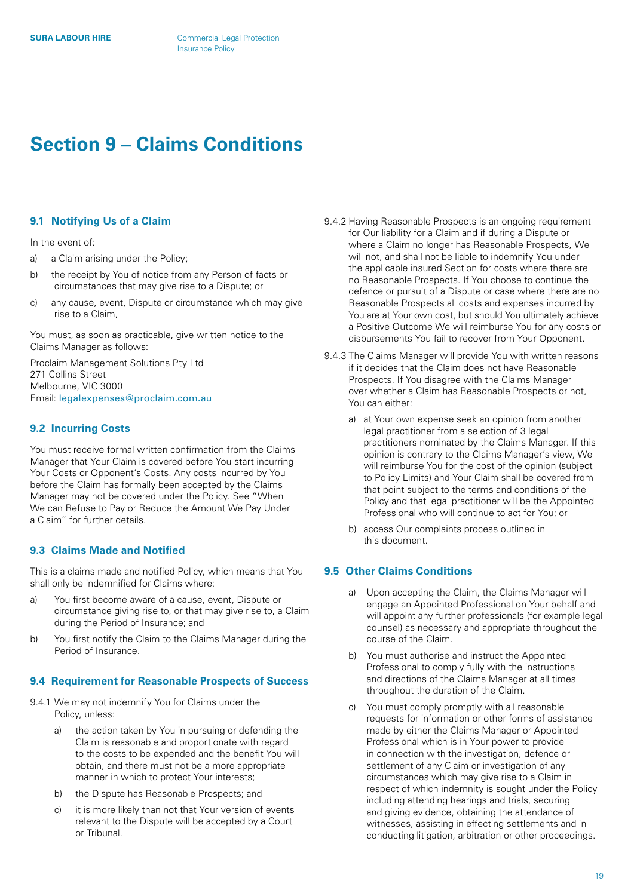# Section 9 – Claims Conditions

## 9.1 Notifying Us of a Claim

In the event of:

a) a Claim arising under the Policy;

b) the receipt by You of notice from any Person of facts or circumstances that may give rise to a Dispute; or

c) any cause, event, Dispute or circumstance which may give rise to a Claim,

You must, as soon as practicable, give written notice to the Claims Manager as follows:

Proclaim Management Solutions Pty Ltd
271 Collins Street
Melbourne, VIC 3000
Email: legalexpenses@proclaim.com.au

## 9.2 Incurring Costs

You must receive formal written confirmation from the Claims Manager that Your Claim is covered before You start incurring Your Costs or Opponent's Costs. Any costs incurred by You before the Claim has formally been accepted by the Claims Manager may not be covered under the Policy. See "When We can Refuse to Pay or Reduce the Amount We Pay Under a Claim" for further details.

## 9.3 Claims Made and Notified

This is a claims made and notified Policy, which means that You shall only be indemnified for Claims where:

a) You first become aware of a cause, event, Dispute or circumstance giving rise to, or that may give rise to, a Claim during the Period of Insurance; and

b) You first notify the Claim to the Claims Manager during the Period of Insurance.

## 9.4 Requirement for Reasonable Prospects of Success

9.4.1 We may not indemnify You for Claims under the Policy, unless:

a) the action taken by You in pursuing or defending the Claim is reasonable and proportionate with regard to the costs to be expended and the benefit You will obtain, and there must not be a more appropriate manner in which to protect Your interests;

b) the Dispute has Reasonable Prospects; and

c) it is more likely than not that Your version of events relevant to the Dispute will be accepted by a Court or Tribunal.

9.4.2 Having Reasonable Prospects is an ongoing requirement for Our liability for a Claim and if during a Dispute or where a Claim no longer has Reasonable Prospects, We will not, and shall not be liable to indemnify You under the applicable insured Section for costs where there are no Reasonable Prospects. If You choose to continue the defence or pursuit of a Dispute or case where there are no Reasonable Prospects all costs and expenses incurred by You are at Your own cost, but should You ultimately achieve a Positive Outcome We will reimburse You for any costs or disbursements You fail to recover from Your Opponent.

9.4.3 The Claims Manager will provide You with written reasons if it decides that the Claim does not have Reasonable Prospects. If You disagree with the Claims Manager over whether a Claim has Reasonable Prospects or not, You can either:

a) at Your own expense seek an opinion from another legal practitioner from a selection of 3 legal practitioners nominated by the Claims Manager. If this opinion is contrary to the Claims Manager's view, We will reimburse You for the cost of the opinion (subject to Policy Limits) and Your Claim shall be covered from that point subject to the terms and conditions of the Policy and that legal practitioner will be the Appointed Professional who will continue to act for You; or

b) access Our complaints process outlined in this document.

## 9.5 Other Claims Conditions

a) Upon accepting the Claim, the Claims Manager will engage an Appointed Professional on Your behalf and will appoint any further professionals (for example legal counsel) as necessary and appropriate throughout the course of the Claim.

b) You must authorise and instruct the Appointed Professional to comply fully with the instructions and directions of the Claims Manager at all times throughout the duration of the Claim.

c) You must comply promptly with all reasonable requests for information or other forms of assistance made by either the Claims Manager or Appointed Professional which is in Your power to provide in connection with the investigation, defence or settlement of any Claim or investigation of any circumstances which may give rise to a Claim in respect of which indemnity is sought under the Policy including attending hearings and trials, securing and giving evidence, obtaining the attendance of witnesses, assisting in effecting settlements and in conducting litigation, arbitration or other proceedings.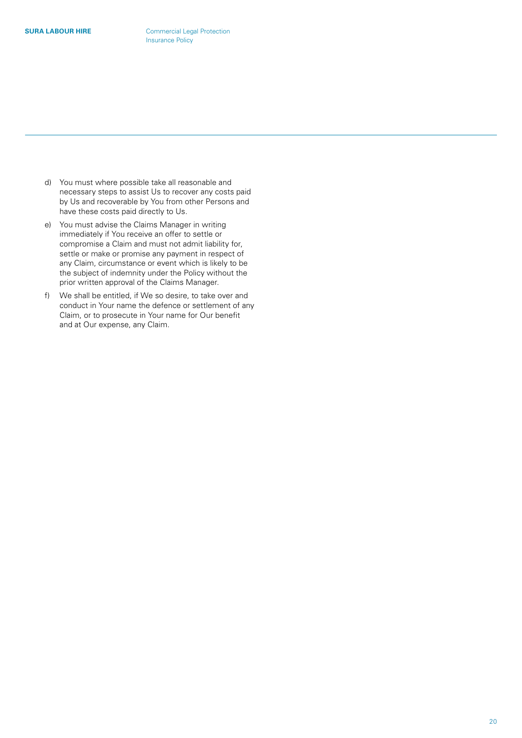d) You must where possible take all reasonable and necessary steps to assist Us to recover any costs paid by Us and recoverable by You from other Persons and have these costs paid directly to Us.

e) You must advise the Claims Manager in writing immediately if You receive an offer to settle or compromise a Claim and must not admit liability for, settle or make or promise any payment in respect of any Claim, circumstance or event which is likely to be the subject of indemnity under the Policy without the prior written approval of the Claims Manager.

f) We shall be entitled, if We so desire, to take over and conduct in Your name the defence or settlement of any Claim, or to prosecute in Your name for Our benefit and at Our expense, any Claim.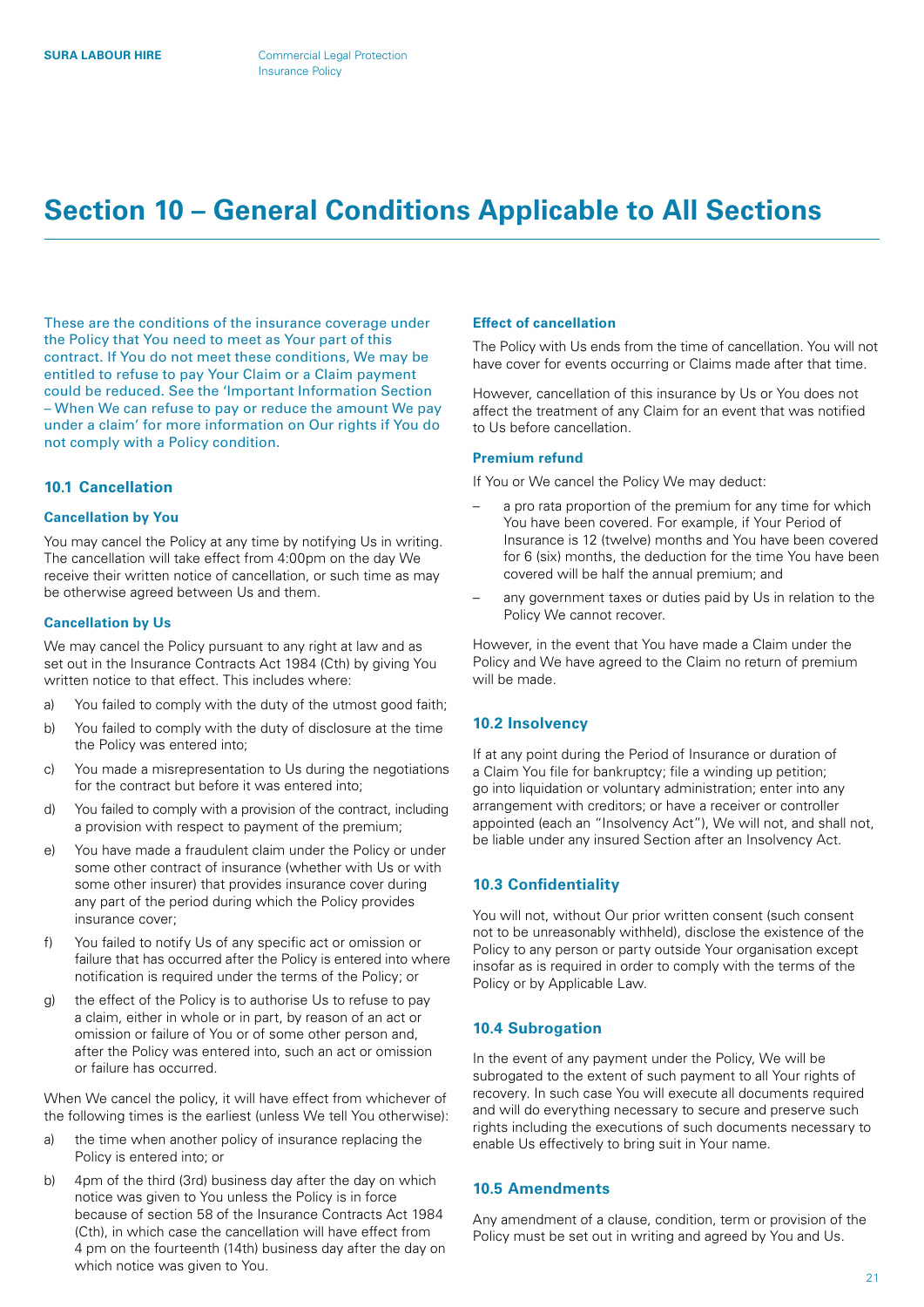# Section 10 – General Conditions Applicable to All Sections

These are the conditions of the insurance coverage under the Policy that You need to meet as Your part of this contract. If You do not meet these conditions, We may be entitled to refuse to pay Your Claim or a Claim payment could be reduced. See the 'Important Information Section – When We can refuse to pay or reduce the amount We pay under a claim' for more information on Our rights if You do not comply with a Policy condition.

## 10.1 Cancellation

### Cancellation by You

You may cancel the Policy at any time by notifying Us in writing. The cancellation will take effect from 4:00pm on the day We receive their written notice of cancellation, or such time as may be otherwise agreed between Us and them.

### Cancellation by Us

We may cancel the Policy pursuant to any right at law and as set out in the Insurance Contracts Act 1984 (Cth) by giving You written notice to that effect. This includes where:

a) You failed to comply with the duty of the utmost good faith;

b) You failed to comply with the duty of disclosure at the time the Policy was entered into;

c) You made a misrepresentation to Us during the negotiations for the contract but before it was entered into;

d) You failed to comply with a provision of the contract, including a provision with respect to payment of the premium;

e) You have made a fraudulent claim under the Policy or under some other contract of insurance (whether with Us or with some other insurer) that provides insurance cover during any part of the period during which the Policy provides insurance cover;

f) You failed to notify Us of any specific act or omission or failure that has occurred after the Policy is entered into where notification is required under the terms of the Policy; or

g) the effect of the Policy is to authorise Us to refuse to pay a claim, either in whole or in part, by reason of an act or omission or failure of You or of some other person and, after the Policy was entered into, such an act or omission or failure has occurred.

When We cancel the policy, it will have effect from whichever of the following times is the earliest (unless We tell You otherwise):

a) the time when another policy of insurance replacing the Policy is entered into; or

b) 4pm of the third (3rd) business day after the day on which notice was given to You unless the Policy is in force because of section 58 of the Insurance Contracts Act 1984 (Cth), in which case the cancellation will have effect from 4 pm on the fourteenth (14th) business day after the day on which notice was given to You.

### Effect of cancellation

The Policy with Us ends from the time of cancellation. You will not have cover for events occurring or Claims made after that time.

However, cancellation of this insurance by Us or You does not affect the treatment of any Claim for an event that was notified to Us before cancellation.

### Premium refund

If You or We cancel the Policy We may deduct:

– a pro rata proportion of the premium for any time for which You have been covered. For example, if Your Period of Insurance is 12 (twelve) months and You have been covered for 6 (six) months, the deduction for the time You have been covered will be half the annual premium; and

– any government taxes or duties paid by Us in relation to the Policy We cannot recover.

However, in the event that You have made a Claim under the Policy and We have agreed to the Claim no return of premium will be made.

## 10.2 Insolvency

If at any point during the Period of Insurance or duration of a Claim You file for bankruptcy; file a winding up petition; go into liquidation or voluntary administration; enter into any arrangement with creditors; or have a receiver or controller appointed (each an "Insolvency Act"), We will not, and shall not, be liable under any insured Section after an Insolvency Act.

## 10.3 Confidentiality

You will not, without Our prior written consent (such consent not to be unreasonably withheld), disclose the existence of the Policy to any person or party outside Your organisation except insofar as is required in order to comply with the terms of the Policy or by Applicable Law.

## 10.4 Subrogation

In the event of any payment under the Policy, We will be subrogated to the extent of such payment to all Your rights of recovery. In such case You will execute all documents required and will do everything necessary to secure and preserve such rights including the executions of such documents necessary to enable Us effectively to bring suit in Your name.

## 10.5 Amendments

Any amendment of a clause, condition, term or provision of the Policy must be set out in writing and agreed by You and Us.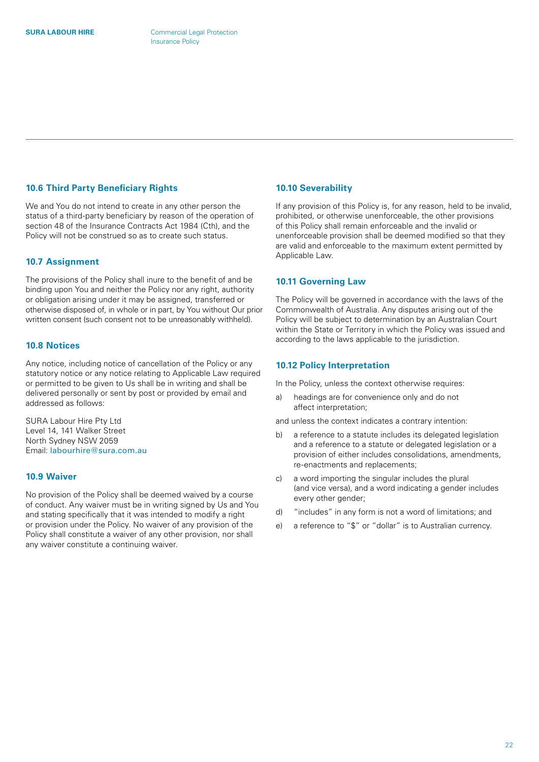### 10.6 Third Party Beneficiary Rights

We and You do not intend to create in any other person the status of a third-party beneficiary by reason of the operation of section 48 of the Insurance Contracts Act 1984 (Cth), and the Policy will not be construed so as to create such status.

### 10.7 Assignment

The provisions of the Policy shall inure to the benefit of and be binding upon You and neither the Policy nor any right, authority or obligation arising under it may be assigned, transferred or otherwise disposed of, in whole or in part, by You without Our prior written consent (such consent not to be unreasonably withheld).

### 10.8 Notices

Any notice, including notice of cancellation of the Policy or any statutory notice or any notice relating to Applicable Law required or permitted to be given to Us shall be in writing and shall be delivered personally or sent by post or provided by email and addressed as follows:

SURA Labour Hire Pty Ltd
Level 14, 141 Walker Street
North Sydney NSW 2059
Email: labourhire@sura.com.au

### 10.9 Waiver

No provision of the Policy shall be deemed waived by a course of conduct. Any waiver must be in writing signed by Us and You and stating specifically that it was intended to modify a right or provision under the Policy. No waiver of any provision of the Policy shall constitute a waiver of any other provision, nor shall any waiver constitute a continuing waiver.

### 10.10 Severability

If any provision of this Policy is, for any reason, held to be invalid, prohibited, or otherwise unenforceable, the other provisions of this Policy shall remain enforceable and the invalid or unenforceable provision shall be deemed modified so that they are valid and enforceable to the maximum extent permitted by Applicable Law.

### 10.11 Governing Law

The Policy will be governed in accordance with the laws of the Commonwealth of Australia. Any disputes arising out of the Policy will be subject to determination by an Australian Court within the State or Territory in which the Policy was issued and according to the laws applicable to the jurisdiction.

### 10.12 Policy Interpretation

In the Policy, unless the context otherwise requires:

a) headings are for convenience only and do not affect interpretation;

and unless the context indicates a contrary intention:

b) a reference to a statute includes its delegated legislation and a reference to a statute or delegated legislation or a provision of either includes consolidations, amendments, re-enactments and replacements;

c) a word importing the singular includes the plural (and vice versa), and a word indicating a gender includes every other gender;

d) "includes" in any form is not a word of limitations; and

e) a reference to "$" or "dollar" is to Australian currency.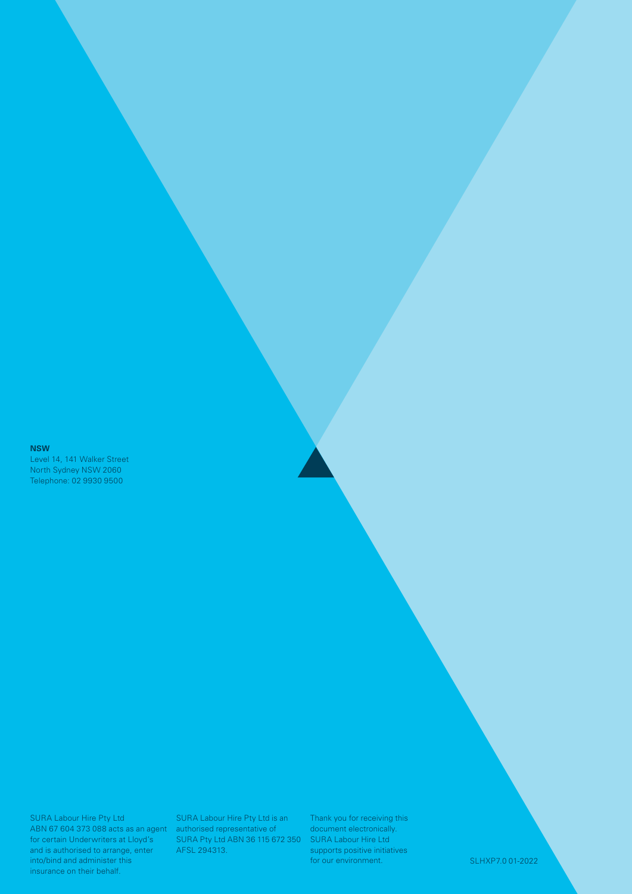**NSW**
Level 14, 141 Walker Street
North Sydney NSW 2060
Telephone: 02 9930 9500

SURA Labour Hire Pty Ltd ABN 67 604 373 088 acts as an agent for certain Underwriters at Lloyd's and is authorised to arrange, enter into/bind and administer this insurance on their behalf.

SURA Labour Hire Pty Ltd is an authorised representative of SURA Pty Ltd ABN 36 115 672 350 AFSL 294313.

Thank you for receiving this document electronically. SURA Labour Hire Ltd supports positive initiatives for our environment.

SLHXP7.0 01-2022